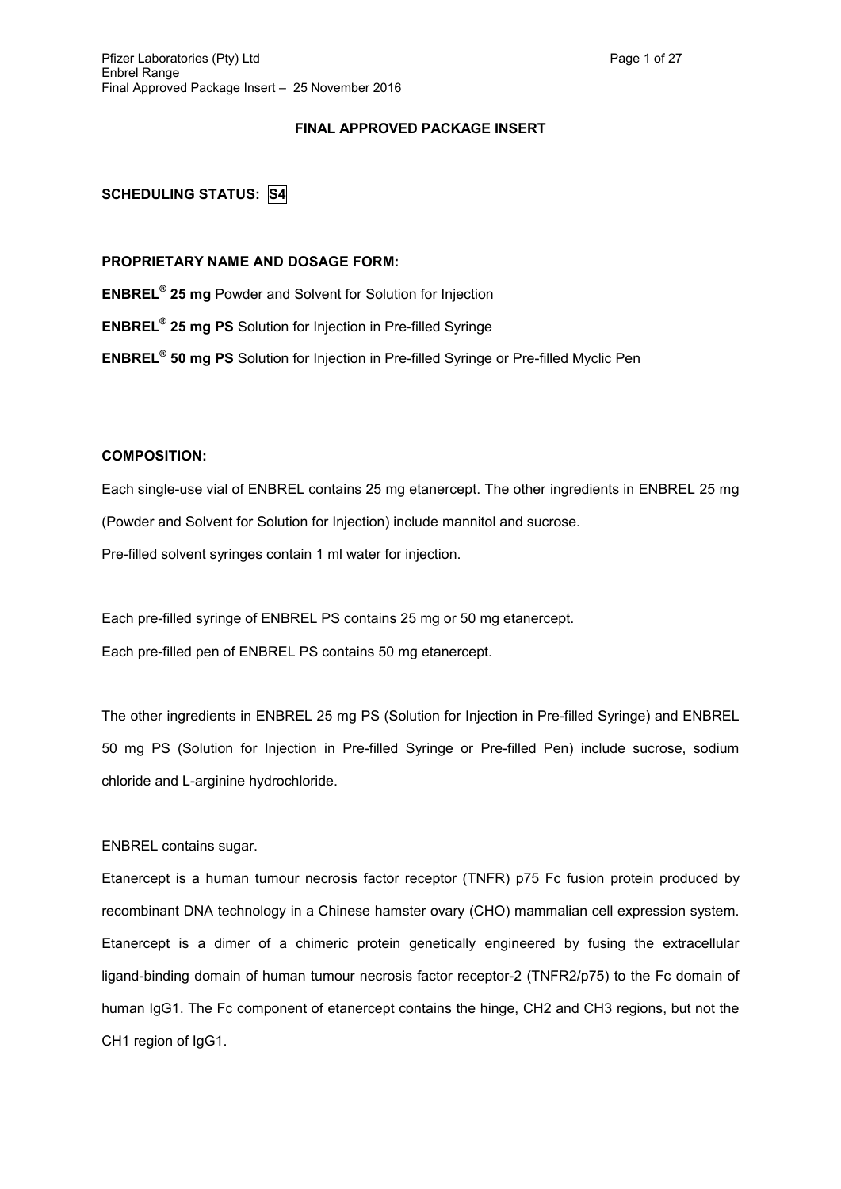**FINAL APPROVED PACKAGE INSERT**

**SCHEDULING STATUS: S4**

**PROPRIETARY NAME AND DOSAGE FORM:**

**ENBREL® 25 mg** Powder and Solvent for Solution for Injection

**ENBREL® 25 mg PS** Solution for Injection in Pre-filled Syringe

**ENBREL® 50 mg PS** Solution for Injection in Pre-filled Syringe or Pre-filled Myclic Pen

**COMPOSITION:**

Each single-use vial of ENBREL contains 25 mg etanercept. The other ingredients in ENBREL 25 mg (Powder and Solvent for Solution for Injection) include mannitol and sucrose.

Pre-filled solvent syringes contain 1 ml water for injection.

Each pre-filled syringe of ENBREL PS contains 25 mg or 50 mg etanercept.

Each pre-filled pen of ENBREL PS contains 50 mg etanercept.

The other ingredients in ENBREL 25 mg PS (Solution for Injection in Pre-filled Syringe) and ENBREL 50 mg PS (Solution for Injection in Pre-filled Syringe or Pre-filled Pen) include sucrose, sodium chloride and L-arginine hydrochloride.

ENBREL contains sugar.

Etanercept is a human tumour necrosis factor receptor (TNFR) p75 Fc fusion protein produced by recombinant DNA technology in a Chinese hamster ovary (CHO) mammalian cell expression system. Etanercept is a dimer of a chimeric protein genetically engineered by fusing the extracellular ligand-binding domain of human tumour necrosis factor receptor-2 (TNFR2/p75) to the Fc domain of human IgG1. The Fc component of etanercept contains the hinge, CH2 and CH3 regions, but not the CH1 region of IgG1.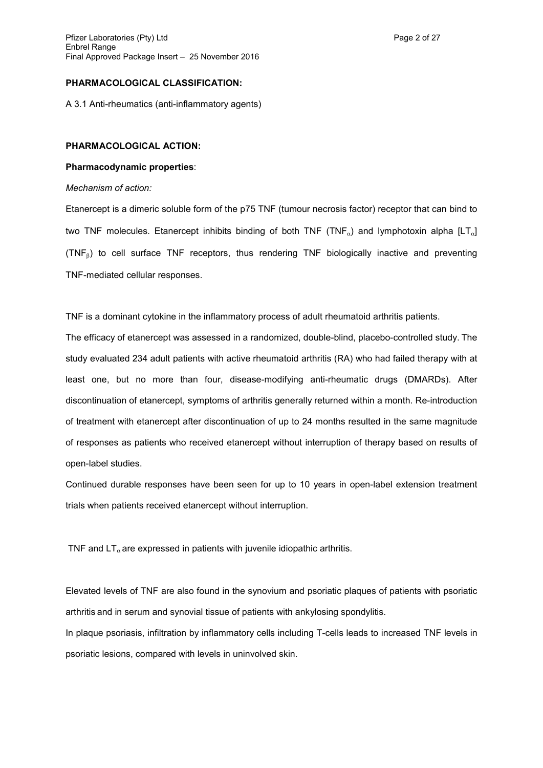**PHARMACOLOGICAL CLASSIFICATION:**

A 3.1 Anti-rheumatics (anti-inflammatory agents)

**PHARMACOLOGICAL ACTION:**

**Pharmacodynamic properties**:

*Mechanism of action:*

Etanercept is a dimeric soluble form of the p75 TNF (tumour necrosis factor) receptor that can bind to two TNF molecules. Etanercept inhibits binding of both TNF ($TNF_{\alpha}$) and lymphotoxin alpha [$LT_{\alpha}$] ($TNF_{\beta}$) to cell surface TNF receptors, thus rendering TNF biologically inactive and preventing TNF-mediated cellular responses.

TNF is a dominant cytokine in the inflammatory process of adult rheumatoid arthritis patients.

The efficacy of etanercept was assessed in a randomized, double-blind, placebo-controlled study. The study evaluated 234 adult patients with active rheumatoid arthritis (RA) who had failed therapy with at least one, but no more than four, disease-modifying anti-rheumatic drugs (DMARDs). After discontinuation of etanercept, symptoms of arthritis generally returned within a month. Re-introduction of treatment with etanercept after discontinuation of up to 24 months resulted in the same magnitude of responses as patients who received etanercept without interruption of therapy based on results of open-label studies.

Continued durable responses have been seen for up to 10 years in open-label extension treatment trials when patients received etanercept without interruption.

TNF and $LT_{\alpha}$ are expressed in patients with juvenile idiopathic arthritis.

Elevated levels of TNF are also found in the synovium and psoriatic plaques of patients with psoriatic arthritis and in serum and synovial tissue of patients with ankylosing spondylitis.

In plaque psoriasis, infiltration by inflammatory cells including T-cells leads to increased TNF levels in psoriatic lesions, compared with levels in uninvolved skin.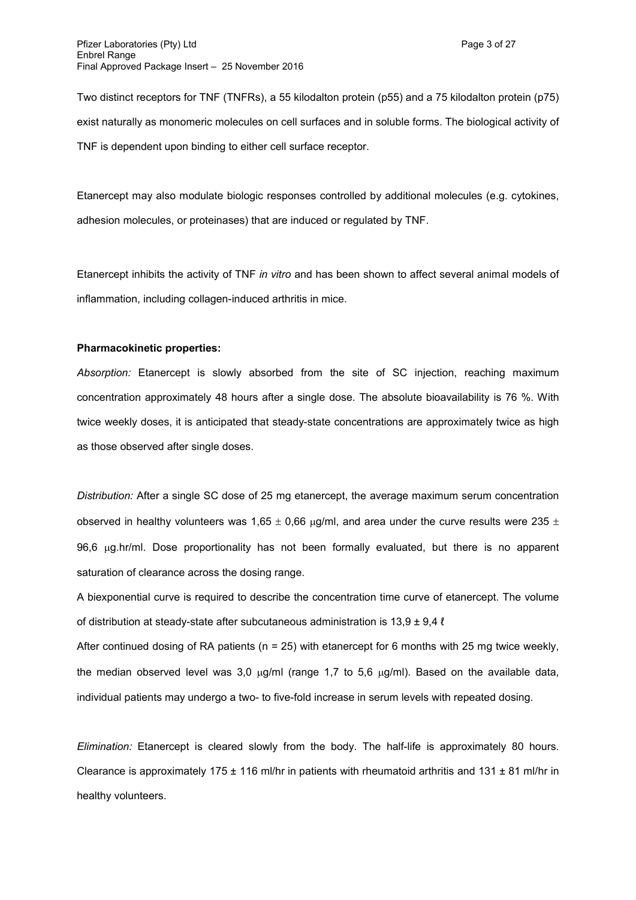Two distinct receptors for TNF (TNFRs), a 55 kilodalton protein (p55) and a 75 kilodalton protein (p75) exist naturally as monomeric molecules on cell surfaces and in soluble forms. The biological activity of TNF is dependent upon binding to either cell surface receptor.

Etanercept may also modulate biologic responses controlled by additional molecules (e.g. cytokines, adhesion molecules, or proteinases) that are induced or regulated by TNF.

Etanercept inhibits the activity of TNF *in vitro* and has been shown to affect several animal models of inflammation, including collagen-induced arthritis in mice.

**Pharmacokinetic properties:**

*Absorption:* Etanercept is slowly absorbed from the site of SC injection, reaching maximum concentration approximately 48 hours after a single dose. The absolute bioavailability is 76 %. With twice weekly doses, it is anticipated that steady-state concentrations are approximately twice as high as those observed after single doses.

*Distribution:* After a single SC dose of 25 mg etanercept, the average maximum serum concentration observed in healthy volunteers was 1,65 ± 0,66 μg/ml, and area under the curve results were 235 ± 96,6 μg.hr/ml. Dose proportionality has not been formally evaluated, but there is no apparent saturation of clearance across the dosing range.

A biexponential curve is required to describe the concentration time curve of etanercept. The volume of distribution at steady-state after subcutaneous administration is 13,9 ± 9,4 ℓ

After continued dosing of RA patients (n = 25) with etanercept for 6 months with 25 mg twice weekly, the median observed level was 3,0 μg/ml (range 1,7 to 5,6 μg/ml). Based on the available data, individual patients may undergo a two- to five-fold increase in serum levels with repeated dosing.

*Elimination:* Etanercept is cleared slowly from the body. The half-life is approximately 80 hours. Clearance is approximately 175 ± 116 ml/hr in patients with rheumatoid arthritis and 131 ± 81 ml/hr in healthy volunteers.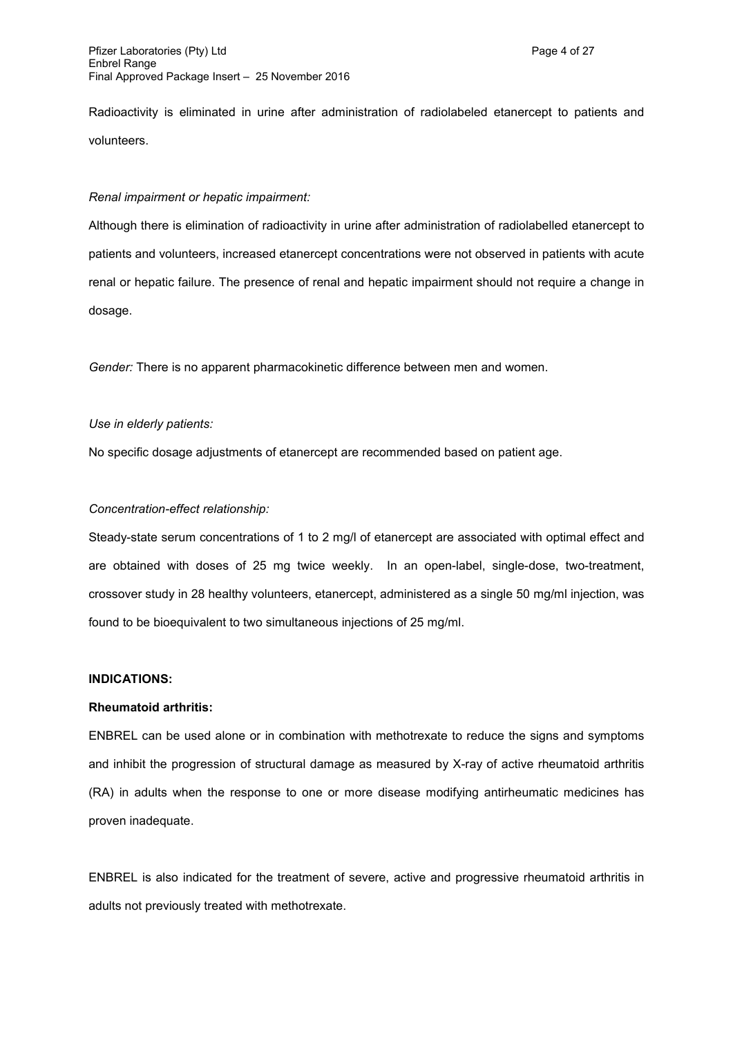Radioactivity is eliminated in urine after administration of radiolabeled etanercept to patients and volunteers.

*Renal impairment or hepatic impairment:*

Although there is elimination of radioactivity in urine after administration of radiolabelled etanercept to patients and volunteers, increased etanercept concentrations were not observed in patients with acute renal or hepatic failure. The presence of renal and hepatic impairment should not require a change in dosage.

*Gender:* There is no apparent pharmacokinetic difference between men and women.

*Use in elderly patients:*

No specific dosage adjustments of etanercept are recommended based on patient age.

*Concentration-effect relationship:*

Steady-state serum concentrations of 1 to 2 mg/l of etanercept are associated with optimal effect and are obtained with doses of 25 mg twice weekly. In an open-label, single-dose, two-treatment, crossover study in 28 healthy volunteers, etanercept, administered as a single 50 mg/ml injection, was found to be bioequivalent to two simultaneous injections of 25 mg/ml.

**INDICATIONS:**

**Rheumatoid arthritis:**

ENBREL can be used alone or in combination with methotrexate to reduce the signs and symptoms and inhibit the progression of structural damage as measured by X-ray of active rheumatoid arthritis (RA) in adults when the response to one or more disease modifying antirheumatic medicines has proven inadequate.

ENBREL is also indicated for the treatment of severe, active and progressive rheumatoid arthritis in adults not previously treated with methotrexate.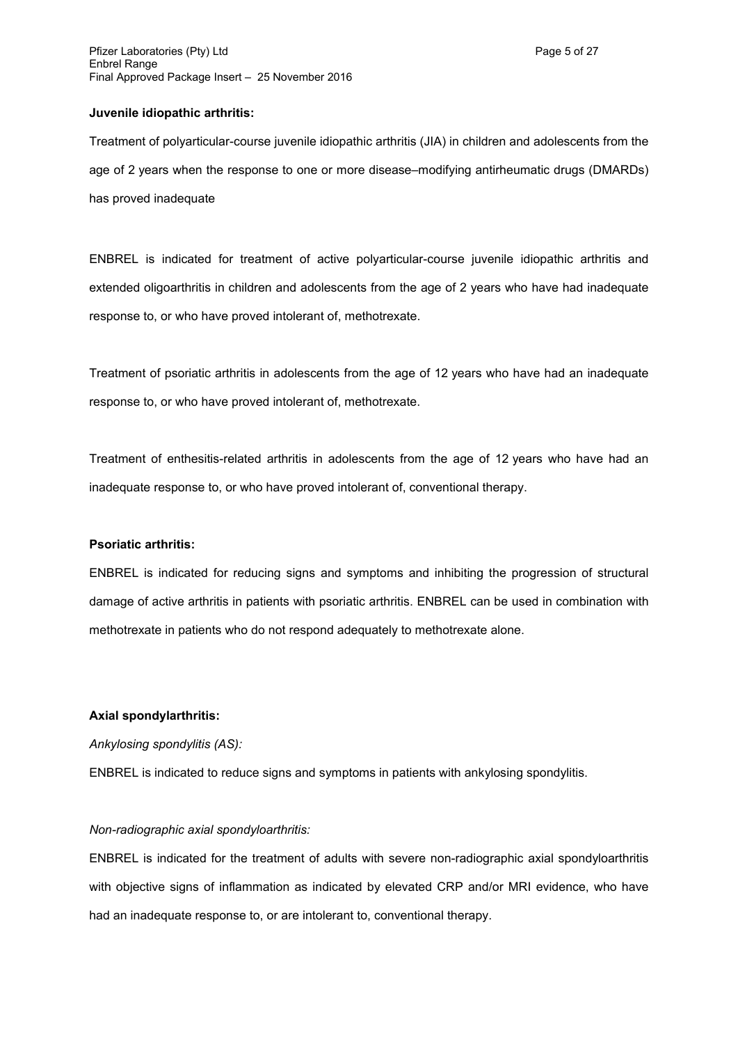**Juvenile idiopathic arthritis:**

Treatment of polyarticular-course juvenile idiopathic arthritis (JIA) in children and adolescents from the age of 2 years when the response to one or more disease–modifying antirheumatic drugs (DMARDs) has proved inadequate

ENBREL is indicated for treatment of active polyarticular-course juvenile idiopathic arthritis and extended oligoarthritis in children and adolescents from the age of 2 years who have had inadequate response to, or who have proved intolerant of, methotrexate.

Treatment of psoriatic arthritis in adolescents from the age of 12 years who have had an inadequate response to, or who have proved intolerant of, methotrexate.

Treatment of enthesitis-related arthritis in adolescents from the age of 12 years who have had an inadequate response to, or who have proved intolerant of, conventional therapy.

**Psoriatic arthritis:**

ENBREL is indicated for reducing signs and symptoms and inhibiting the progression of structural damage of active arthritis in patients with psoriatic arthritis. ENBREL can be used in combination with methotrexate in patients who do not respond adequately to methotrexate alone.

**Axial spondylarthritis:**

*Ankylosing spondylitis (AS):*

ENBREL is indicated to reduce signs and symptoms in patients with ankylosing spondylitis.

*Non-radiographic axial spondyloarthritis:*

ENBREL is indicated for the treatment of adults with severe non-radiographic axial spondyloarthritis with objective signs of inflammation as indicated by elevated CRP and/or MRI evidence, who have had an inadequate response to, or are intolerant to, conventional therapy.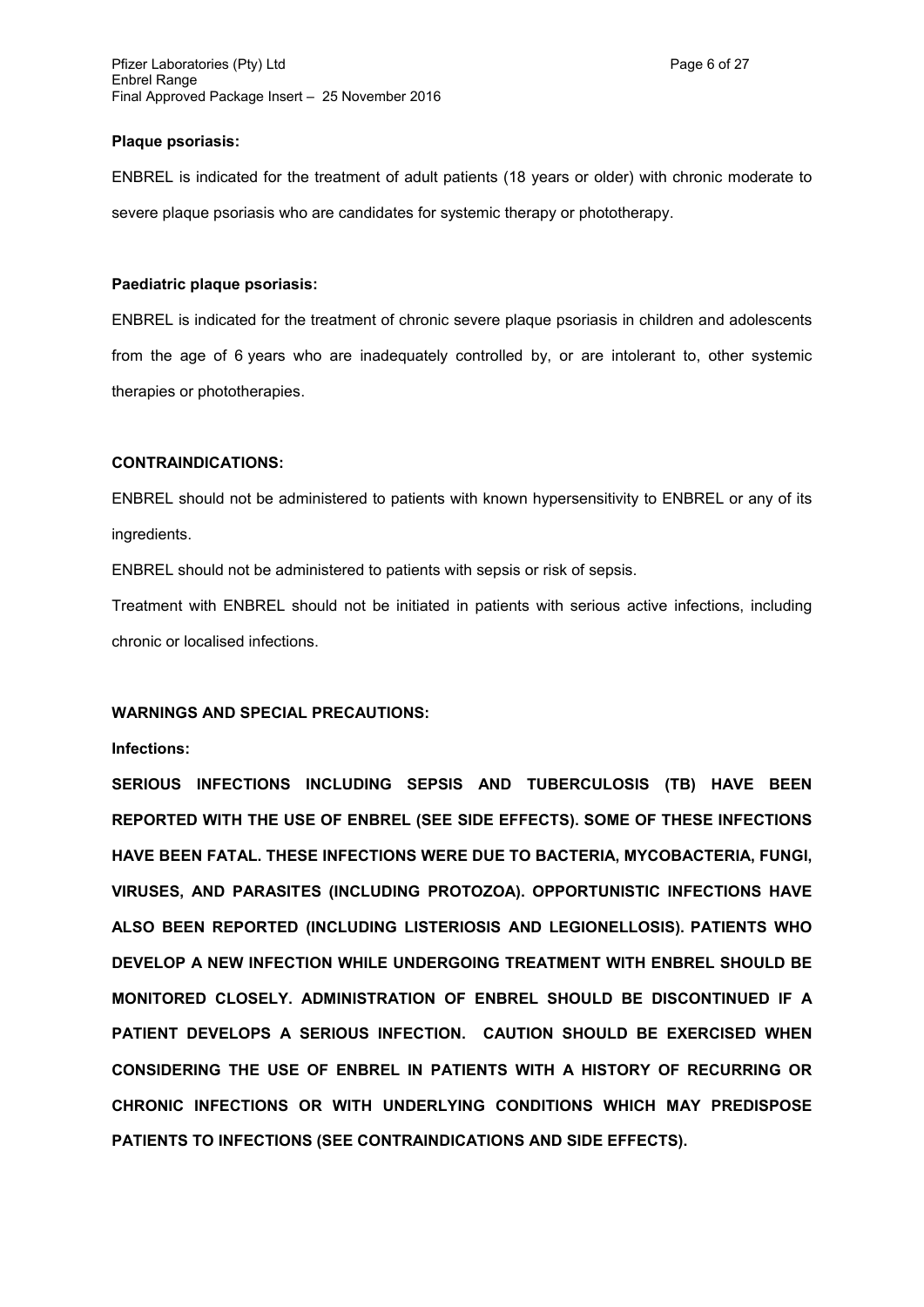**Plaque psoriasis:**

ENBREL is indicated for the treatment of adult patients (18 years or older) with chronic moderate to severe plaque psoriasis who are candidates for systemic therapy or phototherapy.

**Paediatric plaque psoriasis:**

ENBREL is indicated for the treatment of chronic severe plaque psoriasis in children and adolescents from the age of 6 years who are inadequately controlled by, or are intolerant to, other systemic therapies or phototherapies.

**CONTRAINDICATIONS:**

ENBREL should not be administered to patients with known hypersensitivity to ENBREL or any of its ingredients.

ENBREL should not be administered to patients with sepsis or risk of sepsis.

Treatment with ENBREL should not be initiated in patients with serious active infections, including chronic or localised infections.

**WARNINGS AND SPECIAL PRECAUTIONS:**

**Infections:**

**SERIOUS INFECTIONS INCLUDING SEPSIS AND TUBERCULOSIS (TB) HAVE BEEN REPORTED WITH THE USE OF ENBREL (SEE SIDE EFFECTS). SOME OF THESE INFECTIONS HAVE BEEN FATAL. THESE INFECTIONS WERE DUE TO BACTERIA, MYCOBACTERIA, FUNGI, VIRUSES, AND PARASITES (INCLUDING PROTOZOA). OPPORTUNISTIC INFECTIONS HAVE ALSO BEEN REPORTED (INCLUDING LISTERIOSIS AND LEGIONELLOSIS). PATIENTS WHO DEVELOP A NEW INFECTION WHILE UNDERGOING TREATMENT WITH ENBREL SHOULD BE MONITORED CLOSELY. ADMINISTRATION OF ENBREL SHOULD BE DISCONTINUED IF A PATIENT DEVELOPS A SERIOUS INFECTION. CAUTION SHOULD BE EXERCISED WHEN CONSIDERING THE USE OF ENBREL IN PATIENTS WITH A HISTORY OF RECURRING OR CHRONIC INFECTIONS OR WITH UNDERLYING CONDITIONS WHICH MAY PREDISPOSE PATIENTS TO INFECTIONS (SEE CONTRAINDICATIONS AND SIDE EFFECTS).**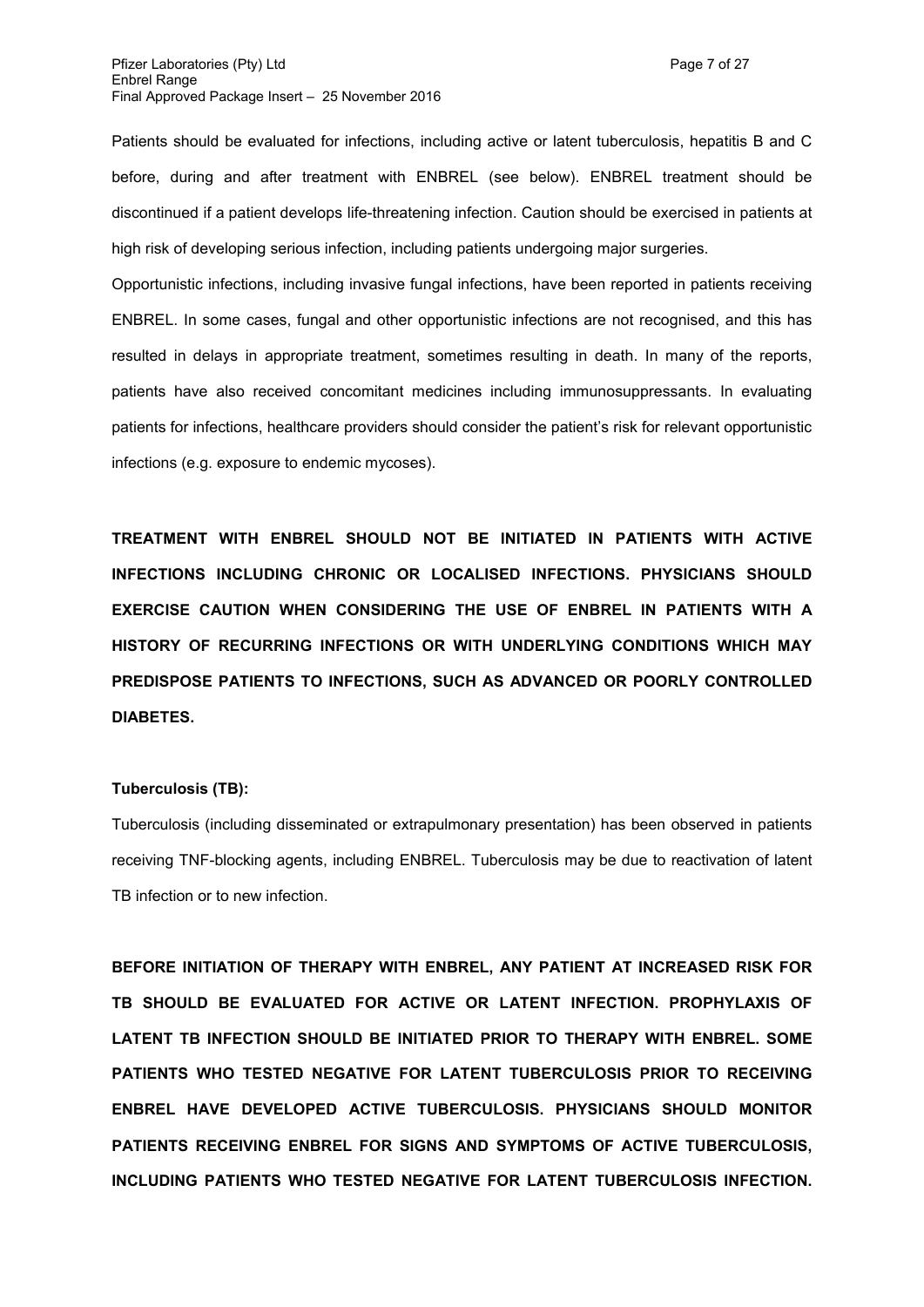Patients should be evaluated for infections, including active or latent tuberculosis, hepatitis B and C before, during and after treatment with ENBREL (see below). ENBREL treatment should be discontinued if a patient develops life-threatening infection. Caution should be exercised in patients at high risk of developing serious infection, including patients undergoing major surgeries.

Opportunistic infections, including invasive fungal infections, have been reported in patients receiving ENBREL. In some cases, fungal and other opportunistic infections are not recognised, and this has resulted in delays in appropriate treatment, sometimes resulting in death. In many of the reports, patients have also received concomitant medicines including immunosuppressants. In evaluating patients for infections, healthcare providers should consider the patient's risk for relevant opportunistic infections (e.g. exposure to endemic mycoses).

**TREATMENT WITH ENBREL SHOULD NOT BE INITIATED IN PATIENTS WITH ACTIVE INFECTIONS INCLUDING CHRONIC OR LOCALISED INFECTIONS. PHYSICIANS SHOULD EXERCISE CAUTION WHEN CONSIDERING THE USE OF ENBREL IN PATIENTS WITH A HISTORY OF RECURRING INFECTIONS OR WITH UNDERLYING CONDITIONS WHICH MAY PREDISPOSE PATIENTS TO INFECTIONS, SUCH AS ADVANCED OR POORLY CONTROLLED DIABETES.**

**Tuberculosis (TB):**

Tuberculosis (including disseminated or extrapulmonary presentation) has been observed in patients receiving TNF-blocking agents, including ENBREL. Tuberculosis may be due to reactivation of latent TB infection or to new infection.

**BEFORE INITIATION OF THERAPY WITH ENBREL, ANY PATIENT AT INCREASED RISK FOR TB SHOULD BE EVALUATED FOR ACTIVE OR LATENT INFECTION. PROPHYLAXIS OF LATENT TB INFECTION SHOULD BE INITIATED PRIOR TO THERAPY WITH ENBREL. SOME PATIENTS WHO TESTED NEGATIVE FOR LATENT TUBERCULOSIS PRIOR TO RECEIVING ENBREL HAVE DEVELOPED ACTIVE TUBERCULOSIS. PHYSICIANS SHOULD MONITOR PATIENTS RECEIVING ENBREL FOR SIGNS AND SYMPTOMS OF ACTIVE TUBERCULOSIS, INCLUDING PATIENTS WHO TESTED NEGATIVE FOR LATENT TUBERCULOSIS INFECTION.**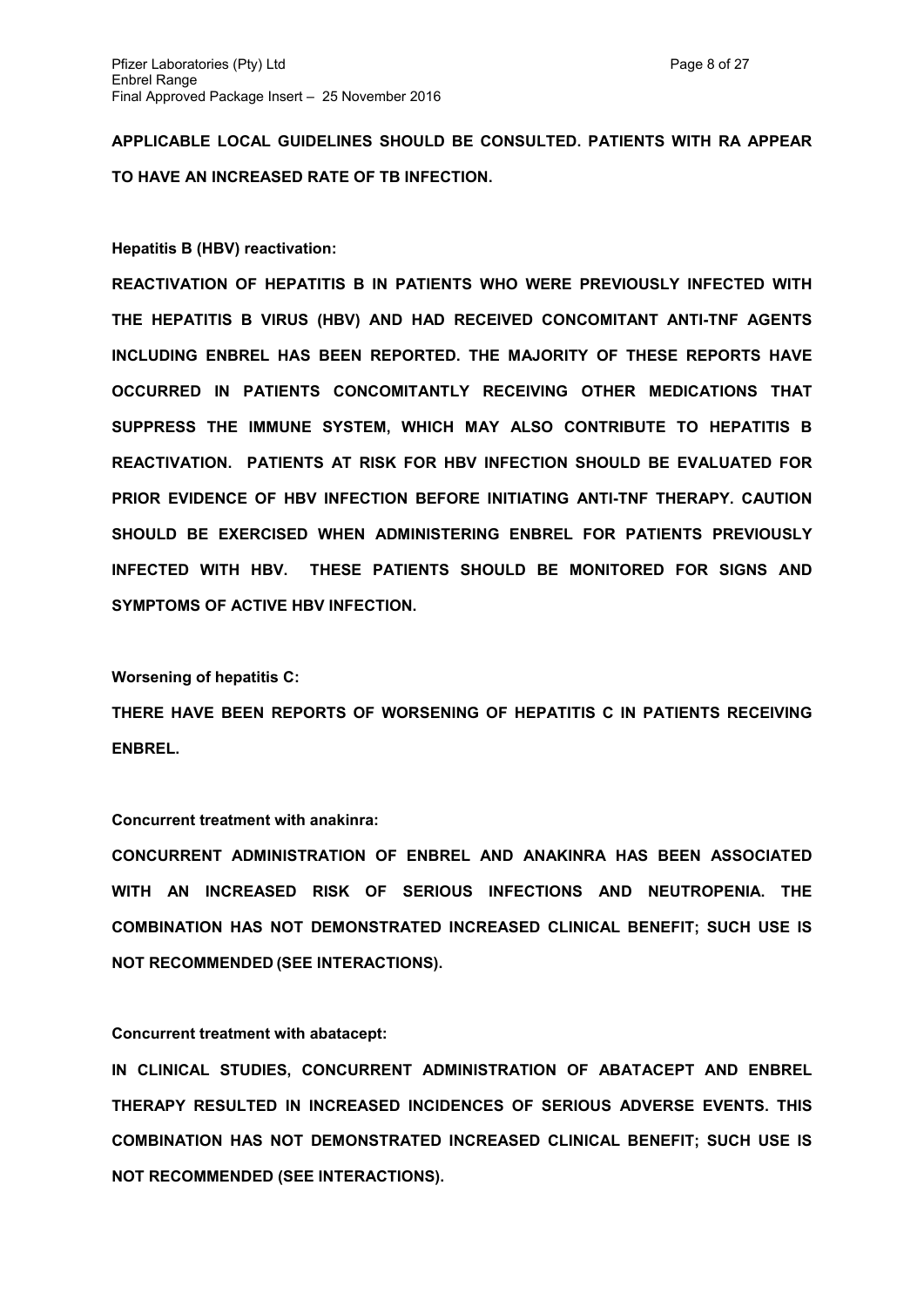**APPLICABLE LOCAL GUIDELINES SHOULD BE CONSULTED. PATIENTS WITH RA APPEAR TO HAVE AN INCREASED RATE OF TB INFECTION.**

**Hepatitis B (HBV) reactivation:**

**REACTIVATION OF HEPATITIS B IN PATIENTS WHO WERE PREVIOUSLY INFECTED WITH THE HEPATITIS B VIRUS (HBV) AND HAD RECEIVED CONCOMITANT ANTI-TNF AGENTS INCLUDING ENBREL HAS BEEN REPORTED. THE MAJORITY OF THESE REPORTS HAVE OCCURRED IN PATIENTS CONCOMITANTLY RECEIVING OTHER MEDICATIONS THAT SUPPRESS THE IMMUNE SYSTEM, WHICH MAY ALSO CONTRIBUTE TO HEPATITIS B REACTIVATION. PATIENTS AT RISK FOR HBV INFECTION SHOULD BE EVALUATED FOR PRIOR EVIDENCE OF HBV INFECTION BEFORE INITIATING ANTI-TNF THERAPY. CAUTION SHOULD BE EXERCISED WHEN ADMINISTERING ENBREL FOR PATIENTS PREVIOUSLY INFECTED WITH HBV. THESE PATIENTS SHOULD BE MONITORED FOR SIGNS AND SYMPTOMS OF ACTIVE HBV INFECTION.**

**Worsening of hepatitis C:**

**THERE HAVE BEEN REPORTS OF WORSENING OF HEPATITIS C IN PATIENTS RECEIVING ENBREL.**

**Concurrent treatment with anakinra:**

**CONCURRENT ADMINISTRATION OF ENBREL AND ANAKINRA HAS BEEN ASSOCIATED WITH AN INCREASED RISK OF SERIOUS INFECTIONS AND NEUTROPENIA. THE COMBINATION HAS NOT DEMONSTRATED INCREASED CLINICAL BENEFIT; SUCH USE IS NOT RECOMMENDED (SEE INTERACTIONS).**

**Concurrent treatment with abatacept:**

**IN CLINICAL STUDIES, CONCURRENT ADMINISTRATION OF ABATACEPT AND ENBREL THERAPY RESULTED IN INCREASED INCIDENCES OF SERIOUS ADVERSE EVENTS. THIS COMBINATION HAS NOT DEMONSTRATED INCREASED CLINICAL BENEFIT; SUCH USE IS NOT RECOMMENDED (SEE INTERACTIONS).**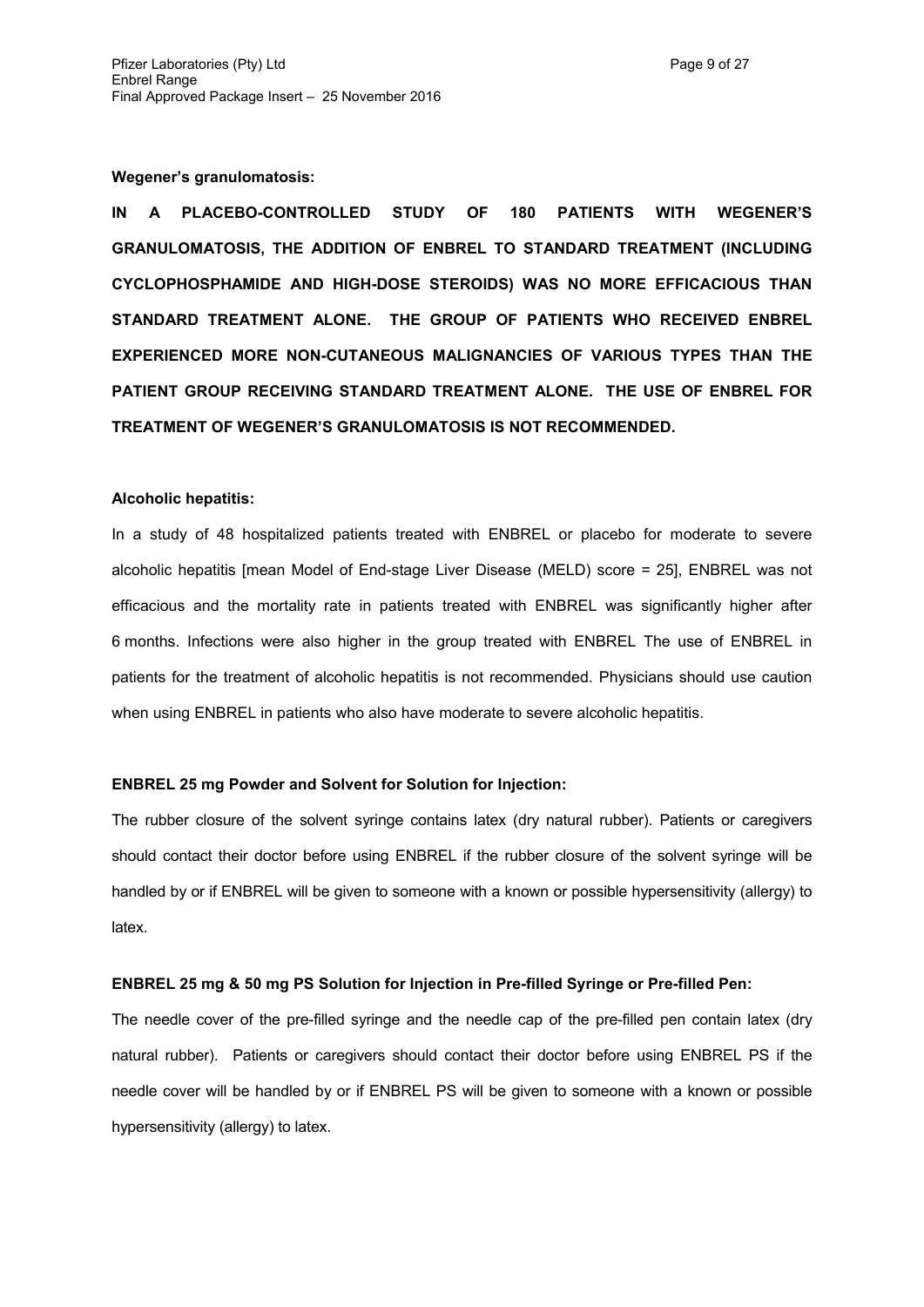**Wegener's granulomatosis:**

**IN A PLACEBO-CONTROLLED STUDY OF 180 PATIENTS WITH WEGENER'S GRANULOMATOSIS, THE ADDITION OF ENBREL TO STANDARD TREATMENT (INCLUDING CYCLOPHOSPHAMIDE AND HIGH-DOSE STEROIDS) WAS NO MORE EFFICACIOUS THAN STANDARD TREATMENT ALONE. THE GROUP OF PATIENTS WHO RECEIVED ENBREL EXPERIENCED MORE NON-CUTANEOUS MALIGNANCIES OF VARIOUS TYPES THAN THE PATIENT GROUP RECEIVING STANDARD TREATMENT ALONE. THE USE OF ENBREL FOR TREATMENT OF WEGENER'S GRANULOMATOSIS IS NOT RECOMMENDED.**

**Alcoholic hepatitis:**

In a study of 48 hospitalized patients treated with ENBREL or placebo for moderate to severe alcoholic hepatitis [mean Model of End-stage Liver Disease (MELD) score = 25], ENBREL was not efficacious and the mortality rate in patients treated with ENBREL was significantly higher after 6 months. Infections were also higher in the group treated with ENBREL The use of ENBREL in patients for the treatment of alcoholic hepatitis is not recommended. Physicians should use caution when using ENBREL in patients who also have moderate to severe alcoholic hepatitis.

**ENBREL 25 mg Powder and Solvent for Solution for Injection:**

The rubber closure of the solvent syringe contains latex (dry natural rubber). Patients or caregivers should contact their doctor before using ENBREL if the rubber closure of the solvent syringe will be handled by or if ENBREL will be given to someone with a known or possible hypersensitivity (allergy) to latex.

**ENBREL 25 mg & 50 mg PS Solution for Injection in Pre-filled Syringe or Pre-filled Pen:**

The needle cover of the pre-filled syringe and the needle cap of the pre-filled pen contain latex (dry natural rubber). Patients or caregivers should contact their doctor before using ENBREL PS if the needle cover will be handled by or if ENBREL PS will be given to someone with a known or possible hypersensitivity (allergy) to latex.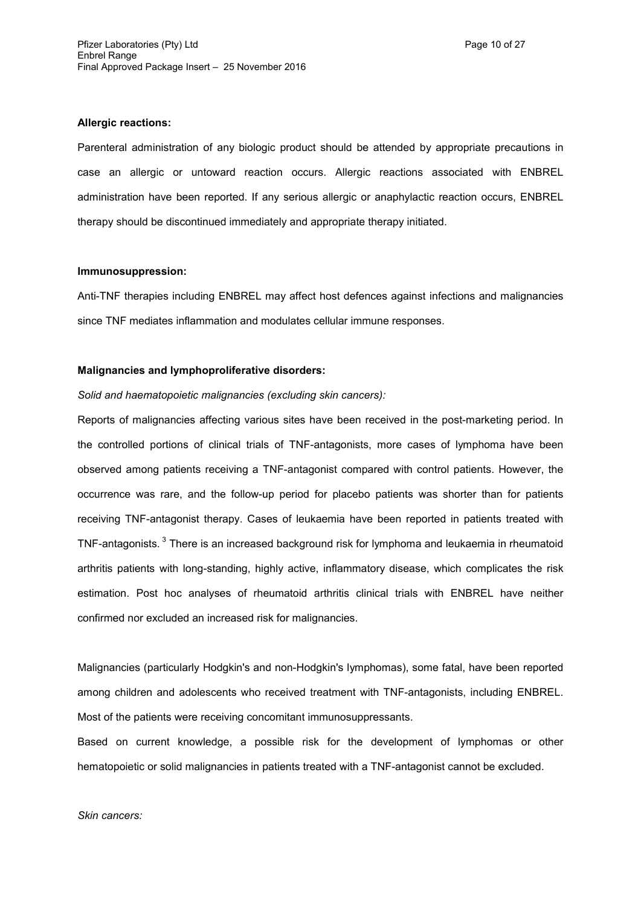**Allergic reactions:**

Parenteral administration of any biologic product should be attended by appropriate precautions in case an allergic or untoward reaction occurs. Allergic reactions associated with ENBREL administration have been reported. If any serious allergic or anaphylactic reaction occurs, ENBREL therapy should be discontinued immediately and appropriate therapy initiated.

**Immunosuppression:**

Anti-TNF therapies including ENBREL may affect host defences against infections and malignancies since TNF mediates inflammation and modulates cellular immune responses.

**Malignancies and lymphoproliferative disorders:**

*Solid and haematopoietic malignancies (excluding skin cancers):*

Reports of malignancies affecting various sites have been received in the post-marketing period. In the controlled portions of clinical trials of TNF-antagonists, more cases of lymphoma have been observed among patients receiving a TNF-antagonist compared with control patients. However, the occurrence was rare, and the follow-up period for placebo patients was shorter than for patients receiving TNF-antagonist therapy. Cases of leukaemia have been reported in patients treated with TNF-antagonists.[3] There is an increased background risk for lymphoma and leukaemia in rheumatoid arthritis patients with long-standing, highly active, inflammatory disease, which complicates the risk estimation. Post hoc analyses of rheumatoid arthritis clinical trials with ENBREL have neither confirmed nor excluded an increased risk for malignancies.

Malignancies (particularly Hodgkin's and non-Hodgkin's lymphomas), some fatal, have been reported among children and adolescents who received treatment with TNF-antagonists, including ENBREL. Most of the patients were receiving concomitant immunosuppressants.

Based on current knowledge, a possible risk for the development of lymphomas or other hematopoietic or solid malignancies in patients treated with a TNF-antagonist cannot be excluded.

*Skin cancers:*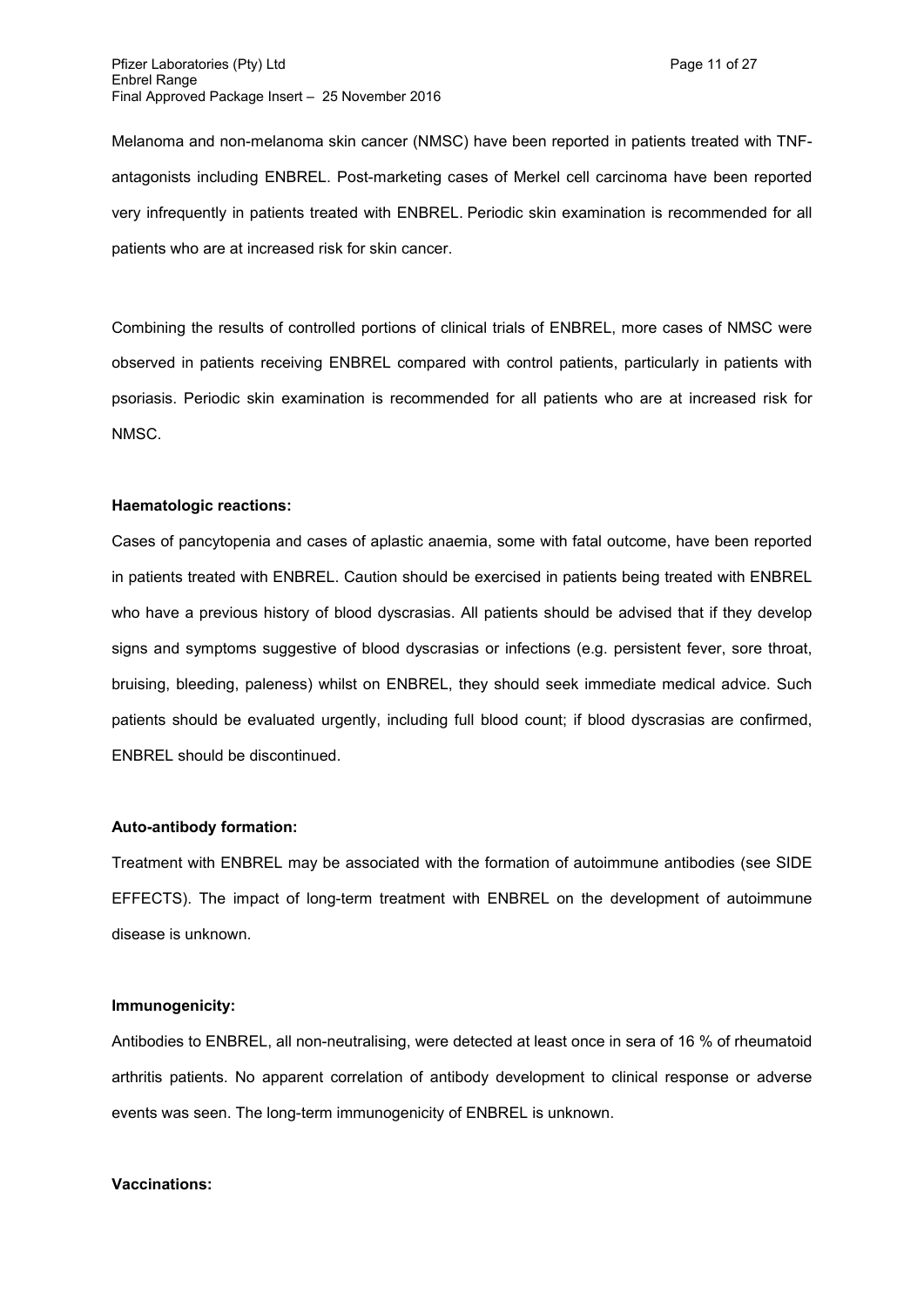Melanoma and non-melanoma skin cancer (NMSC) have been reported in patients treated with TNF-antagonists including ENBREL. Post-marketing cases of Merkel cell carcinoma have been reported very infrequently in patients treated with ENBREL. Periodic skin examination is recommended for all patients who are at increased risk for skin cancer.

Combining the results of controlled portions of clinical trials of ENBREL, more cases of NMSC were observed in patients receiving ENBREL compared with control patients, particularly in patients with psoriasis. Periodic skin examination is recommended for all patients who are at increased risk for NMSC.

**Haematologic reactions:**

Cases of pancytopenia and cases of aplastic anaemia, some with fatal outcome, have been reported in patients treated with ENBREL. Caution should be exercised in patients being treated with ENBREL who have a previous history of blood dyscrasias. All patients should be advised that if they develop signs and symptoms suggestive of blood dyscrasias or infections (e.g. persistent fever, sore throat, bruising, bleeding, paleness) whilst on ENBREL, they should seek immediate medical advice. Such patients should be evaluated urgently, including full blood count; if blood dyscrasias are confirmed, ENBREL should be discontinued.

**Auto-antibody formation:**

Treatment with ENBREL may be associated with the formation of autoimmune antibodies (see SIDE EFFECTS). The impact of long-term treatment with ENBREL on the development of autoimmune disease is unknown.

**Immunogenicity:**

Antibodies to ENBREL, all non-neutralising, were detected at least once in sera of 16 % of rheumatoid arthritis patients. No apparent correlation of antibody development to clinical response or adverse events was seen. The long-term immunogenicity of ENBREL is unknown.

**Vaccinations:**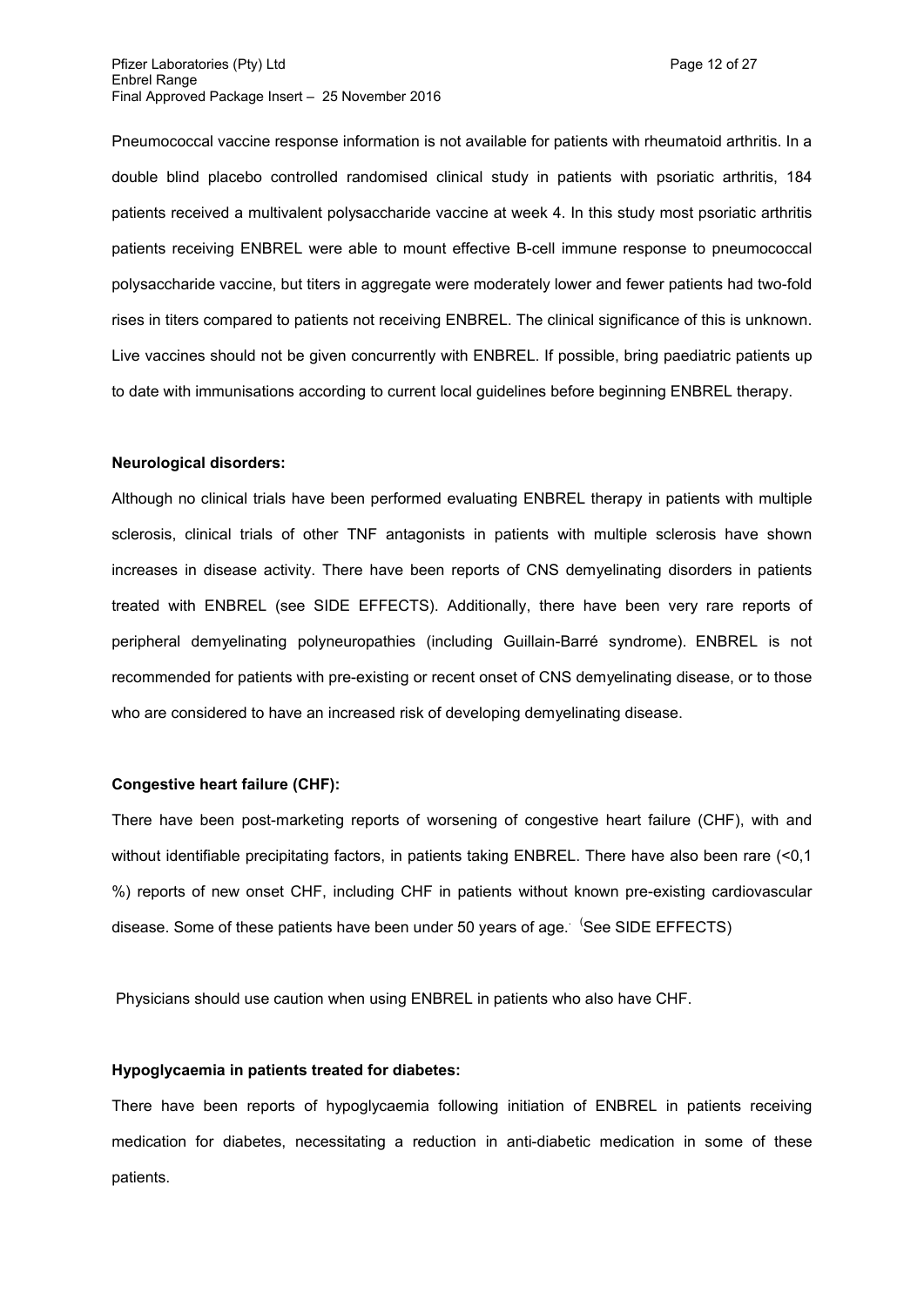Pneumococcal vaccine response information is not available for patients with rheumatoid arthritis. In a double blind placebo controlled randomised clinical study in patients with psoriatic arthritis, 184 patients received a multivalent polysaccharide vaccine at week 4. In this study most psoriatic arthritis patients receiving ENBREL were able to mount effective B-cell immune response to pneumococcal polysaccharide vaccine, but titers in aggregate were moderately lower and fewer patients had two-fold rises in titers compared to patients not receiving ENBREL. The clinical significance of this is unknown. Live vaccines should not be given concurrently with ENBREL. If possible, bring paediatric patients up to date with immunisations according to current local guidelines before beginning ENBREL therapy.

**Neurological disorders:**

Although no clinical trials have been performed evaluating ENBREL therapy in patients with multiple sclerosis, clinical trials of other TNF antagonists in patients with multiple sclerosis have shown increases in disease activity. There have been reports of CNS demyelinating disorders in patients treated with ENBREL (see SIDE EFFECTS). Additionally, there have been very rare reports of peripheral demyelinating polyneuropathies (including Guillain-Barré syndrome). ENBREL is not recommended for patients with pre-existing or recent onset of CNS demyelinating disease, or to those who are considered to have an increased risk of developing demyelinating disease.

**Congestive heart failure (CHF):**

There have been post-marketing reports of worsening of congestive heart failure (CHF), with and without identifiable precipitating factors, in patients taking ENBREL. There have also been rare (<0,1 %) reports of new onset CHF, including CHF in patients without known pre-existing cardiovascular disease. Some of these patients have been under 50 years of age. (See SIDE EFFECTS)

Physicians should use caution when using ENBREL in patients who also have CHF.

**Hypoglycaemia in patients treated for diabetes:**

There have been reports of hypoglycaemia following initiation of ENBREL in patients receiving medication for diabetes, necessitating a reduction in anti-diabetic medication in some of these patients.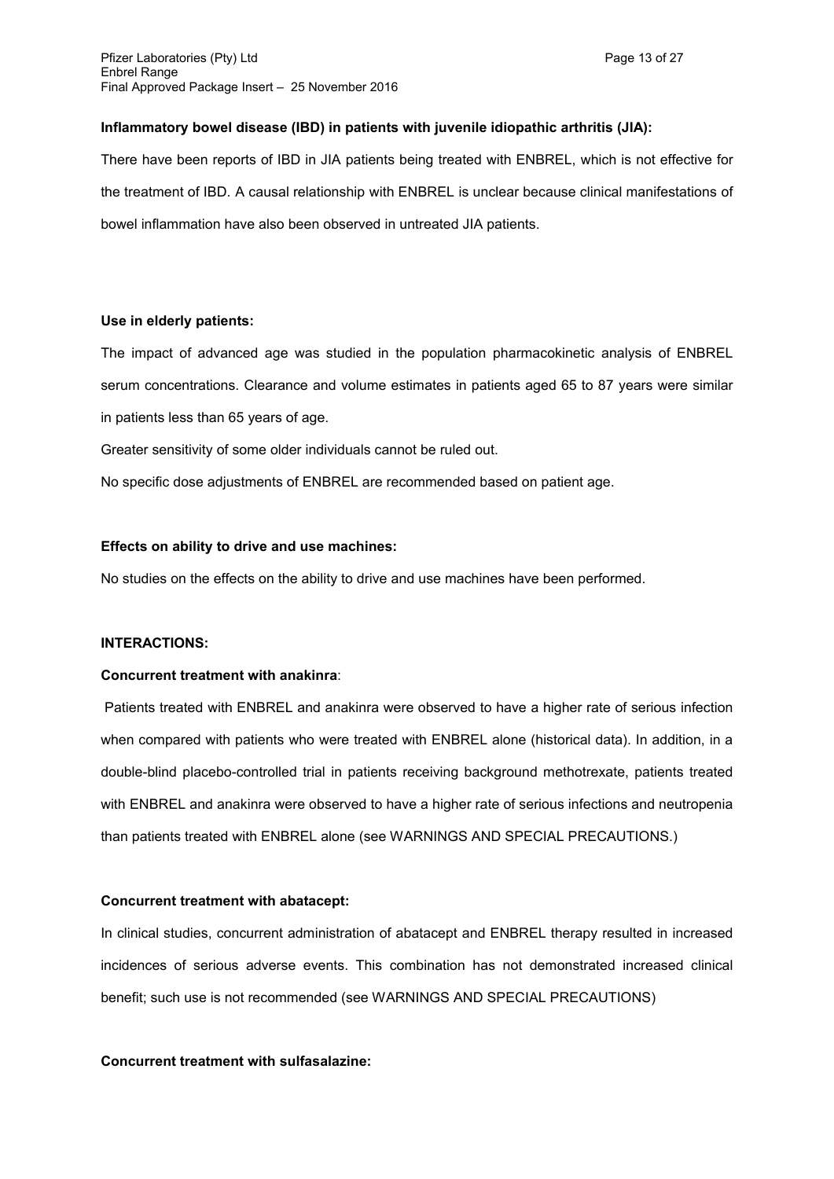**Inflammatory bowel disease (IBD) in patients with juvenile idiopathic arthritis (JIA):**

There have been reports of IBD in JIA patients being treated with ENBREL, which is not effective for the treatment of IBD. A causal relationship with ENBREL is unclear because clinical manifestations of bowel inflammation have also been observed in untreated JIA patients.

**Use in elderly patients:**

The impact of advanced age was studied in the population pharmacokinetic analysis of ENBREL serum concentrations. Clearance and volume estimates in patients aged 65 to 87 years were similar in patients less than 65 years of age.

Greater sensitivity of some older individuals cannot be ruled out.

No specific dose adjustments of ENBREL are recommended based on patient age.

**Effects on ability to drive and use machines:**

No studies on the effects on the ability to drive and use machines have been performed.

**INTERACTIONS:**

**Concurrent treatment with anakinra**:

Patients treated with ENBREL and anakinra were observed to have a higher rate of serious infection when compared with patients who were treated with ENBREL alone (historical data). In addition, in a double-blind placebo-controlled trial in patients receiving background methotrexate, patients treated with ENBREL and anakinra were observed to have a higher rate of serious infections and neutropenia than patients treated with ENBREL alone (see WARNINGS AND SPECIAL PRECAUTIONS.)

**Concurrent treatment with abatacept:**

In clinical studies, concurrent administration of abatacept and ENBREL therapy resulted in increased incidences of serious adverse events. This combination has not demonstrated increased clinical benefit; such use is not recommended (see WARNINGS AND SPECIAL PRECAUTIONS)

**Concurrent treatment with sulfasalazine:**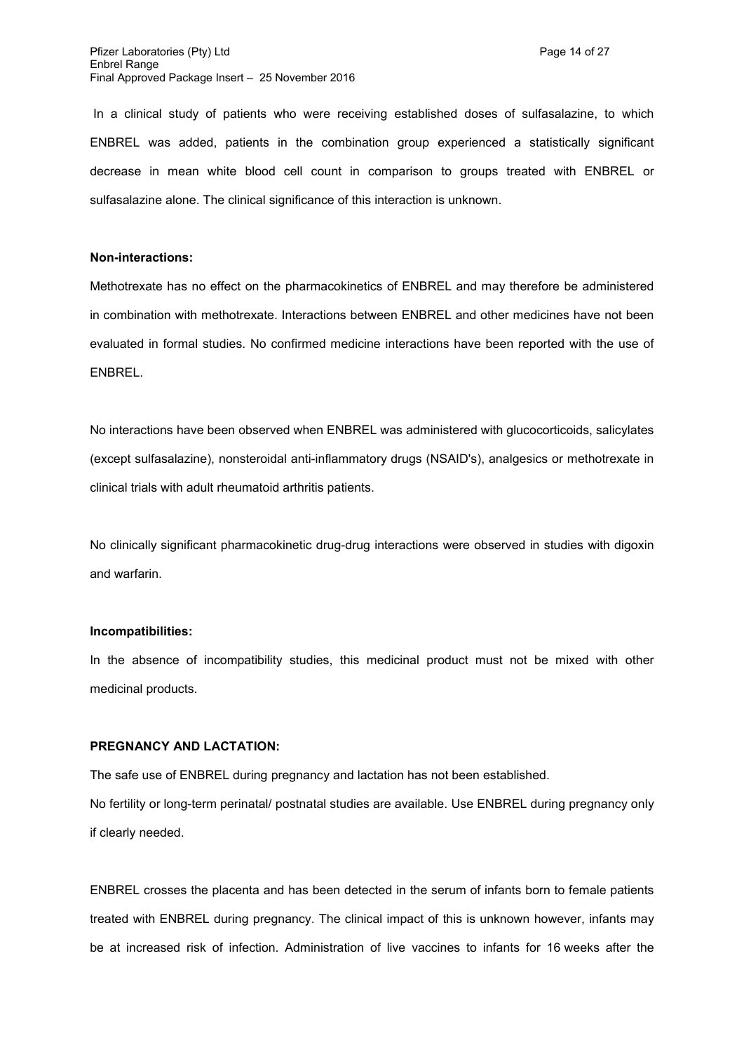In a clinical study of patients who were receiving established doses of sulfasalazine, to which ENBREL was added, patients in the combination group experienced a statistically significant decrease in mean white blood cell count in comparison to groups treated with ENBREL or sulfasalazine alone. The clinical significance of this interaction is unknown.

**Non-interactions:**

Methotrexate has no effect on the pharmacokinetics of ENBREL and may therefore be administered in combination with methotrexate. Interactions between ENBREL and other medicines have not been evaluated in formal studies. No confirmed medicine interactions have been reported with the use of ENBREL.

No interactions have been observed when ENBREL was administered with glucocorticoids, salicylates (except sulfasalazine), nonsteroidal anti-inflammatory drugs (NSAID's), analgesics or methotrexate in clinical trials with adult rheumatoid arthritis patients.

No clinically significant pharmacokinetic drug-drug interactions were observed in studies with digoxin and warfarin.

**Incompatibilities:**

In the absence of incompatibility studies, this medicinal product must not be mixed with other medicinal products.

**PREGNANCY AND LACTATION:**

The safe use of ENBREL during pregnancy and lactation has not been established.

No fertility or long-term perinatal/ postnatal studies are available. Use ENBREL during pregnancy only if clearly needed.

ENBREL crosses the placenta and has been detected in the serum of infants born to female patients treated with ENBREL during pregnancy. The clinical impact of this is unknown however, infants may be at increased risk of infection. Administration of live vaccines to infants for 16 weeks after the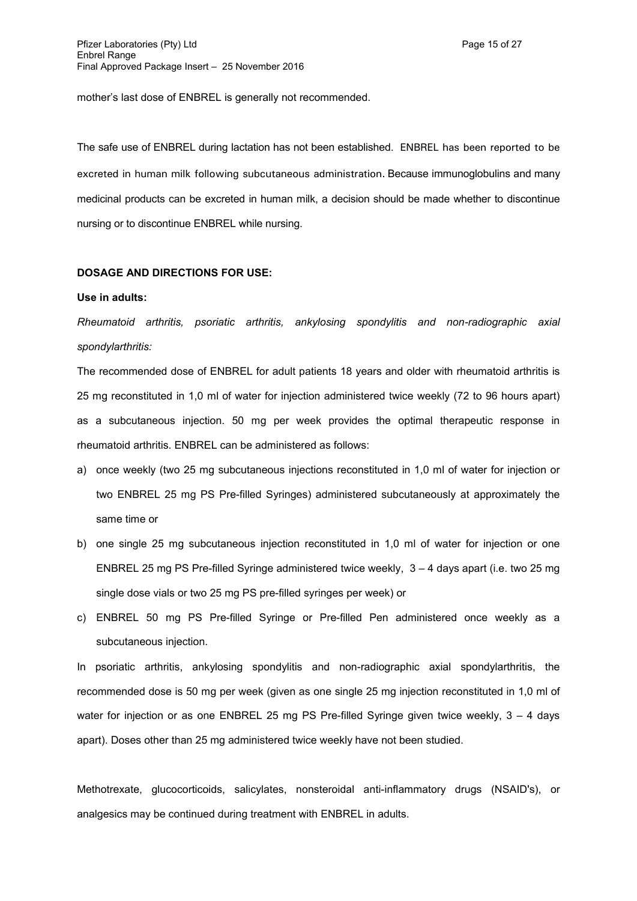mother's last dose of ENBREL is generally not recommended.

The safe use of ENBREL during lactation has not been established. ENBREL has been reported to be excreted in human milk following subcutaneous administration. Because immunoglobulins and many medicinal products can be excreted in human milk, a decision should be made whether to discontinue nursing or to discontinue ENBREL while nursing.

**DOSAGE AND DIRECTIONS FOR USE:**

**Use in adults:**

*Rheumatoid arthritis, psoriatic arthritis, ankylosing spondylitis and non-radiographic axial spondylarthritis:*

The recommended dose of ENBREL for adult patients 18 years and older with rheumatoid arthritis is 25 mg reconstituted in 1,0 ml of water for injection administered twice weekly (72 to 96 hours apart) as a subcutaneous injection. 50 mg per week provides the optimal therapeutic response in rheumatoid arthritis. ENBREL can be administered as follows:

a) once weekly (two 25 mg subcutaneous injections reconstituted in 1,0 ml of water for injection or two ENBREL 25 mg PS Pre-filled Syringes) administered subcutaneously at approximately the same time or
b) one single 25 mg subcutaneous injection reconstituted in 1,0 ml of water for injection or one ENBREL 25 mg PS Pre-filled Syringe administered twice weekly, 3 – 4 days apart (i.e. two 25 mg single dose vials or two 25 mg PS pre-filled syringes per week) or
c) ENBREL 50 mg PS Pre-filled Syringe or Pre-filled Pen administered once weekly as a subcutaneous injection.

In psoriatic arthritis, ankylosing spondylitis and non-radiographic axial spondylarthritis, the recommended dose is 50 mg per week (given as one single 25 mg injection reconstituted in 1,0 ml of water for injection or as one ENBREL 25 mg PS Pre-filled Syringe given twice weekly, 3 – 4 days apart). Doses other than 25 mg administered twice weekly have not been studied.

Methotrexate, glucocorticoids, salicylates, nonsteroidal anti-inflammatory drugs (NSAID's), or analgesics may be continued during treatment with ENBREL in adults.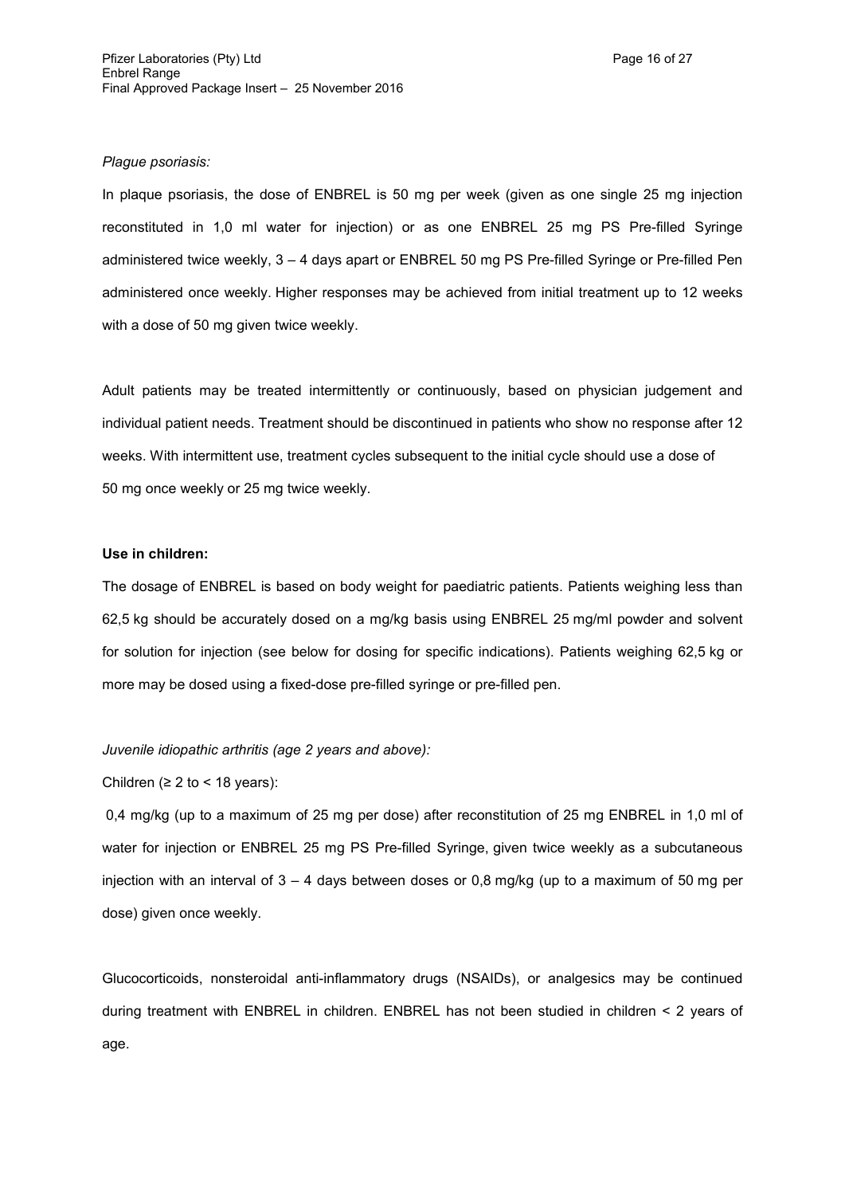*Plague psoriasis:*

In plaque psoriasis, the dose of ENBREL is 50 mg per week (given as one single 25 mg injection reconstituted in 1,0 ml water for injection) or as one ENBREL 25 mg PS Pre-filled Syringe administered twice weekly, 3 – 4 days apart or ENBREL 50 mg PS Pre-filled Syringe or Pre-filled Pen administered once weekly. Higher responses may be achieved from initial treatment up to 12 weeks with a dose of 50 mg given twice weekly.

Adult patients may be treated intermittently or continuously, based on physician judgement and individual patient needs. Treatment should be discontinued in patients who show no response after 12 weeks. With intermittent use, treatment cycles subsequent to the initial cycle should use a dose of 50 mg once weekly or 25 mg twice weekly.

**Use in children:**

The dosage of ENBREL is based on body weight for paediatric patients. Patients weighing less than 62,5 kg should be accurately dosed on a mg/kg basis using ENBREL 25 mg/ml powder and solvent for solution for injection (see below for dosing for specific indications). Patients weighing 62,5 kg or more may be dosed using a fixed-dose pre-filled syringe or pre-filled pen.

*Juvenile idiopathic arthritis (age 2 years and above):*

Children (≥ 2 to < 18 years):

0,4 mg/kg (up to a maximum of 25 mg per dose) after reconstitution of 25 mg ENBREL in 1,0 ml of water for injection or ENBREL 25 mg PS Pre-filled Syringe, given twice weekly as a subcutaneous injection with an interval of 3 – 4 days between doses or 0,8 mg/kg (up to a maximum of 50 mg per dose) given once weekly.

Glucocorticoids, nonsteroidal anti-inflammatory drugs (NSAIDs), or analgesics may be continued during treatment with ENBREL in children. ENBREL has not been studied in children < 2 years of age.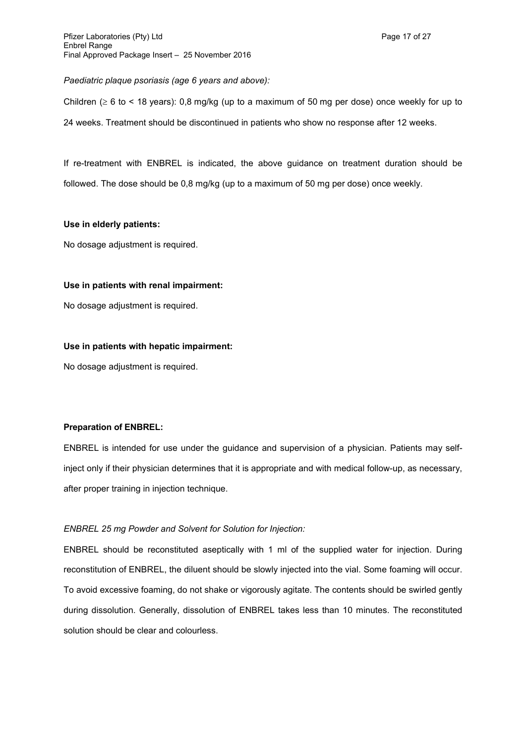*Paediatric plaque psoriasis (age 6 years and above):*

Children (≥ 6 to < 18 years): 0,8 mg/kg (up to a maximum of 50 mg per dose) once weekly for up to 24 weeks. Treatment should be discontinued in patients who show no response after 12 weeks.

If re-treatment with ENBREL is indicated, the above guidance on treatment duration should be followed. The dose should be 0,8 mg/kg (up to a maximum of 50 mg per dose) once weekly.

**Use in elderly patients:**

No dosage adjustment is required.

**Use in patients with renal impairment:**

No dosage adjustment is required.

**Use in patients with hepatic impairment:**

No dosage adjustment is required.

**Preparation of ENBREL:**

ENBREL is intended for use under the guidance and supervision of a physician. Patients may self-inject only if their physician determines that it is appropriate and with medical follow-up, as necessary, after proper training in injection technique.

*ENBREL 25 mg Powder and Solvent for Solution for Injection:*

ENBREL should be reconstituted aseptically with 1 ml of the supplied water for injection. During reconstitution of ENBREL, the diluent should be slowly injected into the vial. Some foaming will occur. To avoid excessive foaming, do not shake or vigorously agitate. The contents should be swirled gently during dissolution. Generally, dissolution of ENBREL takes less than 10 minutes. The reconstituted solution should be clear and colourless.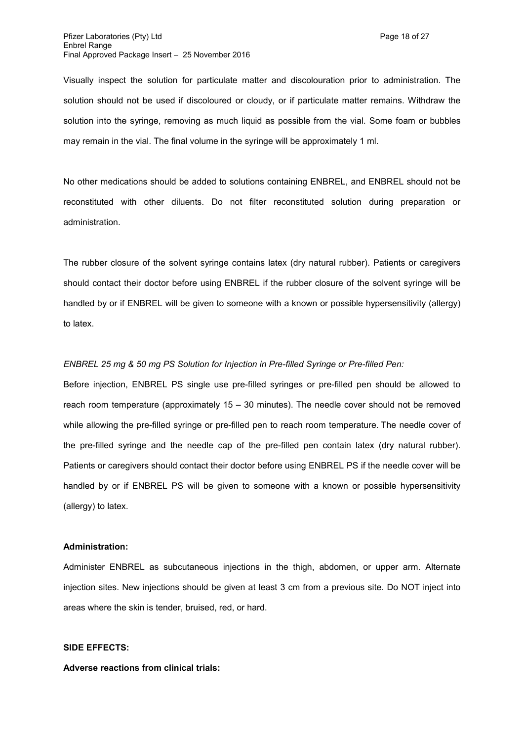Visually inspect the solution for particulate matter and discolouration prior to administration. The solution should not be used if discoloured or cloudy, or if particulate matter remains. Withdraw the solution into the syringe, removing as much liquid as possible from the vial. Some foam or bubbles may remain in the vial. The final volume in the syringe will be approximately 1 ml.

No other medications should be added to solutions containing ENBREL, and ENBREL should not be reconstituted with other diluents. Do not filter reconstituted solution during preparation or administration.

The rubber closure of the solvent syringe contains latex (dry natural rubber). Patients or caregivers should contact their doctor before using ENBREL if the rubber closure of the solvent syringe will be handled by or if ENBREL will be given to someone with a known or possible hypersensitivity (allergy) to latex.

*ENBREL 25 mg & 50 mg PS Solution for Injection in Pre-filled Syringe or Pre-filled Pen:*

Before injection, ENBREL PS single use pre-filled syringes or pre-filled pen should be allowed to reach room temperature (approximately 15 – 30 minutes). The needle cover should not be removed while allowing the pre-filled syringe or pre-filled pen to reach room temperature. The needle cover of the pre-filled syringe and the needle cap of the pre-filled pen contain latex (dry natural rubber). Patients or caregivers should contact their doctor before using ENBREL PS if the needle cover will be handled by or if ENBREL PS will be given to someone with a known or possible hypersensitivity (allergy) to latex.

**Administration:**

Administer ENBREL as subcutaneous injections in the thigh, abdomen, or upper arm. Alternate injection sites. New injections should be given at least 3 cm from a previous site. Do NOT inject into areas where the skin is tender, bruised, red, or hard.

**SIDE EFFECTS:**

**Adverse reactions from clinical trials:**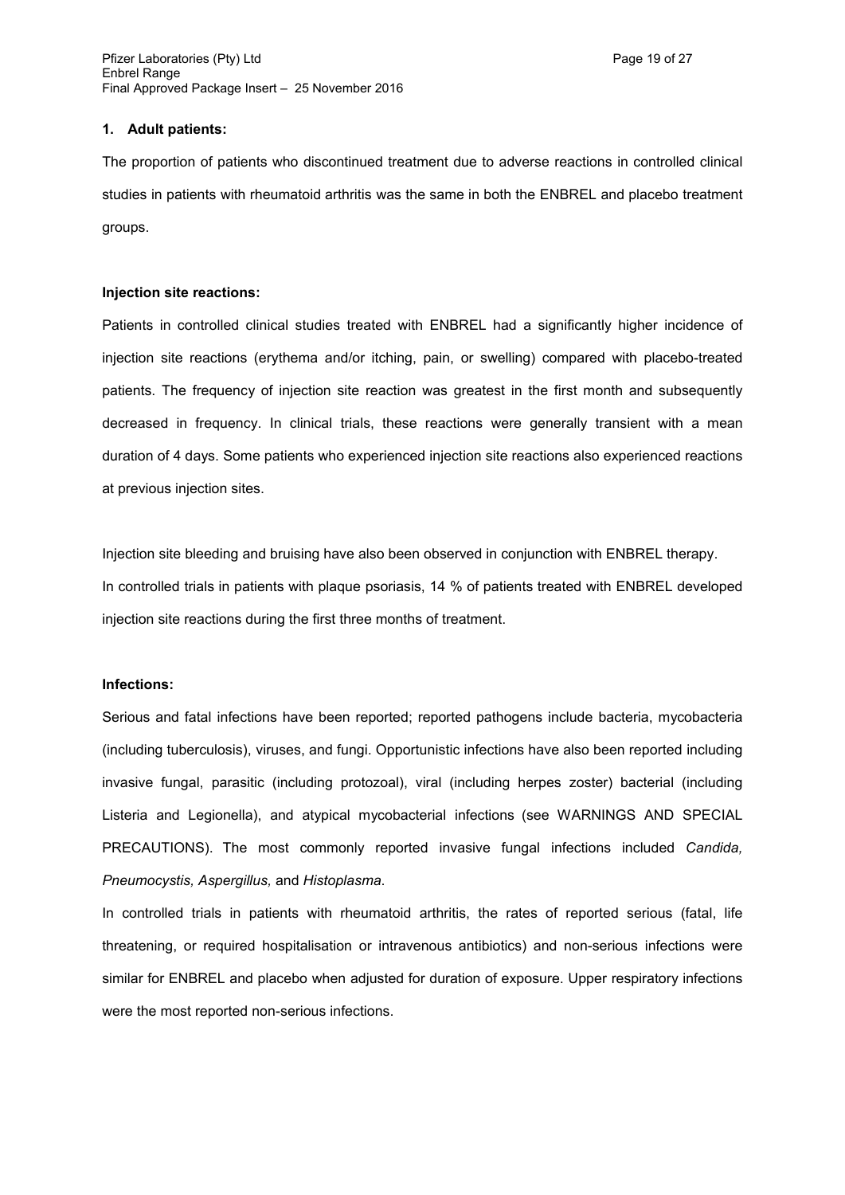**1. Adult patients:**

The proportion of patients who discontinued treatment due to adverse reactions in controlled clinical studies in patients with rheumatoid arthritis was the same in both the ENBREL and placebo treatment groups.

**Injection site reactions:**

Patients in controlled clinical studies treated with ENBREL had a significantly higher incidence of injection site reactions (erythema and/or itching, pain, or swelling) compared with placebo-treated patients. The frequency of injection site reaction was greatest in the first month and subsequently decreased in frequency. In clinical trials, these reactions were generally transient with a mean duration of 4 days. Some patients who experienced injection site reactions also experienced reactions at previous injection sites.

Injection site bleeding and bruising have also been observed in conjunction with ENBREL therapy.
In controlled trials in patients with plaque psoriasis, 14 % of patients treated with ENBREL developed injection site reactions during the first three months of treatment.

**Infections:**

Serious and fatal infections have been reported; reported pathogens include bacteria, mycobacteria (including tuberculosis), viruses, and fungi. Opportunistic infections have also been reported including invasive fungal, parasitic (including protozoal), viral (including herpes zoster) bacterial (including Listeria and Legionella), and atypical mycobacterial infections (see WARNINGS AND SPECIAL PRECAUTIONS). The most commonly reported invasive fungal infections included *Candida, Pneumocystis, Aspergillus,* and *Histoplasma*.
In controlled trials in patients with rheumatoid arthritis, the rates of reported serious (fatal, life threatening, or required hospitalisation or intravenous antibiotics) and non-serious infections were similar for ENBREL and placebo when adjusted for duration of exposure. Upper respiratory infections were the most reported non-serious infections.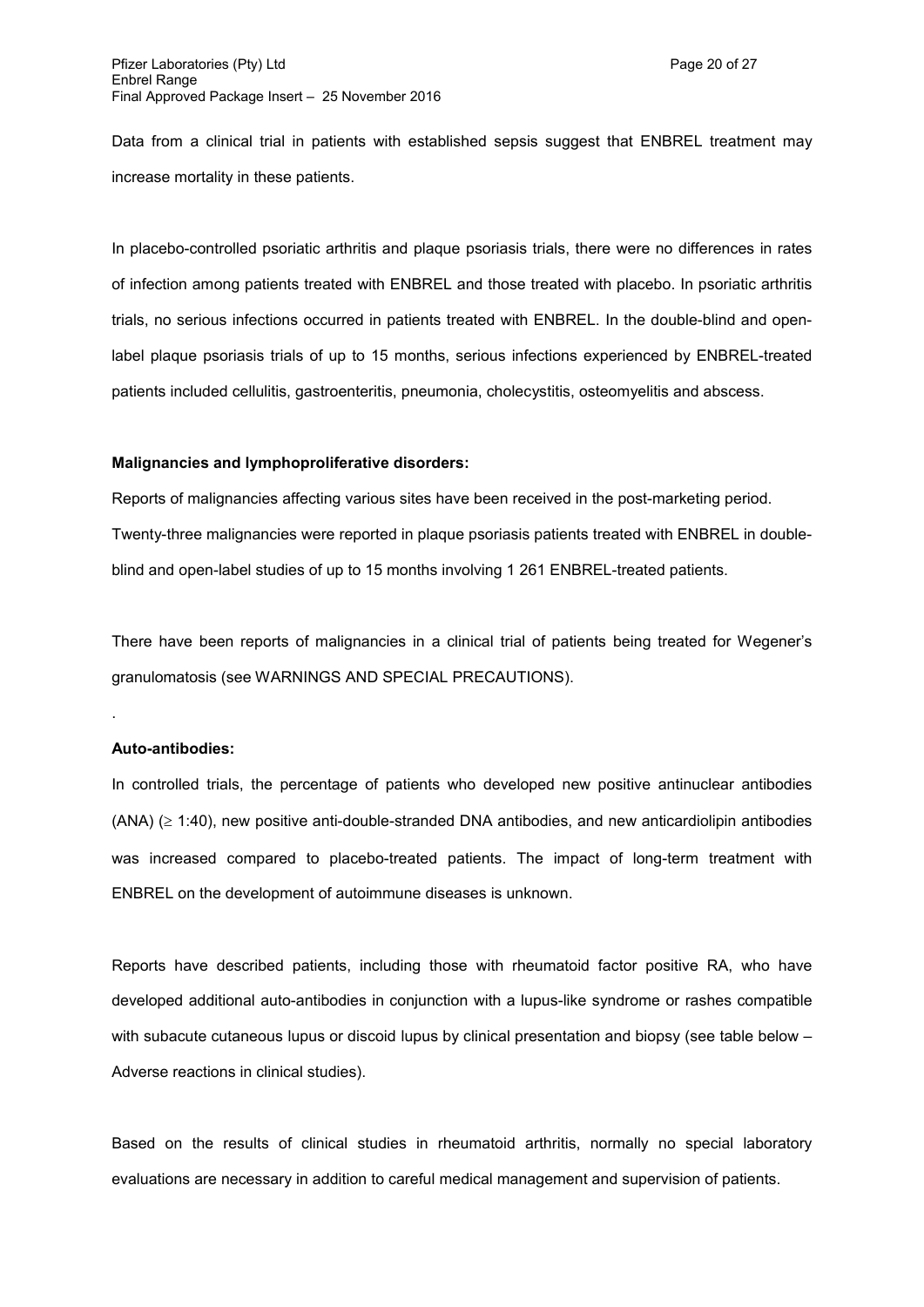Data from a clinical trial in patients with established sepsis suggest that ENBREL treatment may increase mortality in these patients.

In placebo-controlled psoriatic arthritis and plaque psoriasis trials, there were no differences in rates of infection among patients treated with ENBREL and those treated with placebo. In psoriatic arthritis trials, no serious infections occurred in patients treated with ENBREL. In the double-blind and open-label plaque psoriasis trials of up to 15 months, serious infections experienced by ENBREL-treated patients included cellulitis, gastroenteritis, pneumonia, cholecystitis, osteomyelitis and abscess.

**Malignancies and lymphoproliferative disorders:**

Reports of malignancies affecting various sites have been received in the post-marketing period. Twenty-three malignancies were reported in plaque psoriasis patients treated with ENBREL in double-blind and open-label studies of up to 15 months involving 1 261 ENBREL-treated patients.

There have been reports of malignancies in a clinical trial of patients being treated for Wegener's granulomatosis (see WARNINGS AND SPECIAL PRECAUTIONS).

.

**Auto-antibodies:**

In controlled trials, the percentage of patients who developed new positive antinuclear antibodies (ANA) ($\geq$ 1:40), new positive anti-double-stranded DNA antibodies, and new anticardiolipin antibodies was increased compared to placebo-treated patients. The impact of long-term treatment with ENBREL on the development of autoimmune diseases is unknown.

Reports have described patients, including those with rheumatoid factor positive RA, who have developed additional auto-antibodies in conjunction with a lupus-like syndrome or rashes compatible with subacute cutaneous lupus or discoid lupus by clinical presentation and biopsy (see table below – Adverse reactions in clinical studies).

Based on the results of clinical studies in rheumatoid arthritis, normally no special laboratory evaluations are necessary in addition to careful medical management and supervision of patients.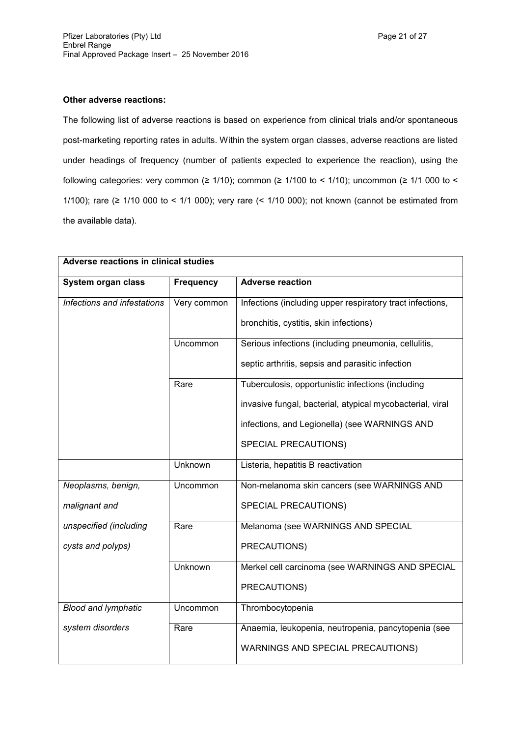**Other adverse reactions:**

The following list of adverse reactions is based on experience from clinical trials and/or spontaneous post-marketing reporting rates in adults. Within the system organ classes, adverse reactions are listed under headings of frequency (number of patients expected to experience the reaction), using the following categories: very common (≥ 1/10); common (≥ 1/100 to < 1/10); uncommon (≥ 1/1 000 to < 1/100); rare (≥ 1/10 000 to < 1/1 000); very rare (< 1/10 000); not known (cannot be estimated from the available data).

| **Adverse reactions in clinical studies** | | |
|---|---|---|
| **System organ class** | **Frequency** | **Adverse reaction** |
| *Infections and infestations* | Very common | Infections (including upper respiratory tract infections, bronchitis, cystitis, skin infections) |
| | Uncommon | Serious infections (including pneumonia, cellulitis, septic arthritis, sepsis and parasitic infection |
| | Rare | Tuberculosis, opportunistic infections (including invasive fungal, bacterial, atypical mycobacterial, viral infections, and Legionella) (see WARNINGS AND SPECIAL PRECAUTIONS) |
| | Unknown | Listeria, hepatitis B reactivation |
| *Neoplasms, benign, malignant and unspecified (including cysts and polyps)* | Uncommon | Non-melanoma skin cancers (see WARNINGS AND SPECIAL PRECAUTIONS) |
| | Rare | Melanoma (see WARNINGS AND SPECIAL PRECAUTIONS) |
| | Unknown | Merkel cell carcinoma (see WARNINGS AND SPECIAL PRECAUTIONS) |
| *Blood and lymphatic system disorders* | Uncommon | Thrombocytopenia |
| | Rare | Anaemia, leukopenia, neutropenia, pancytopenia (see WARNINGS AND SPECIAL PRECAUTIONS) |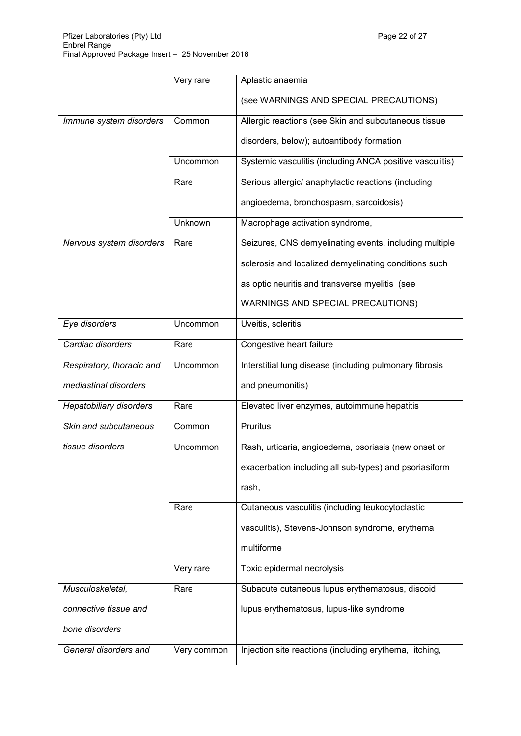| | | |
|---|---|---|
| | Very rare | Aplastic anaemia (see WARNINGS AND SPECIAL PRECAUTIONS) |
| *Immune system disorders* | Common | Allergic reactions (see Skin and subcutaneous tissue disorders, below); autoantibody formation |
| | Uncommon | Systemic vasculitis (including ANCA positive vasculitis) |
| | Rare | Serious allergic/ anaphylactic reactions (including angioedema, bronchospasm, sarcoidosis) |
| | Unknown | Macrophage activation syndrome, |
| *Nervous system disorders* | Rare | Seizures, CNS demyelinating events, including multiple sclerosis and localized demyelinating conditions such as optic neuritis and transverse myelitis (see WARNINGS AND SPECIAL PRECAUTIONS) |
| *Eye disorders* | Uncommon | Uveitis, scleritis |
| *Cardiac disorders* | Rare | Congestive heart failure |
| *Respiratory, thoracic and mediastinal disorders* | Uncommon | Interstitial lung disease (including pulmonary fibrosis and pneumonitis) |
| *Hepatobiliary disorders* | Rare | Elevated liver enzymes, autoimmune hepatitis |
| *Skin and subcutaneous tissue disorders* | Common | Pruritus |
| | Uncommon | Rash, urticaria, angioedema, psoriasis (new onset or exacerbation including all sub-types) and psoriasiform rash, |
| | Rare | Cutaneous vasculitis (including leukocytoclastic vasculitis), Stevens-Johnson syndrome, erythema multiforme |
| | Very rare | Toxic epidermal necrolysis |
| *Musculoskeletal, connective tissue and bone disorders* | Rare | Subacute cutaneous lupus erythematosus, discoid lupus erythematosus, lupus-like syndrome |
| *General disorders and* | Very common | Injection site reactions (including erythema, itching, |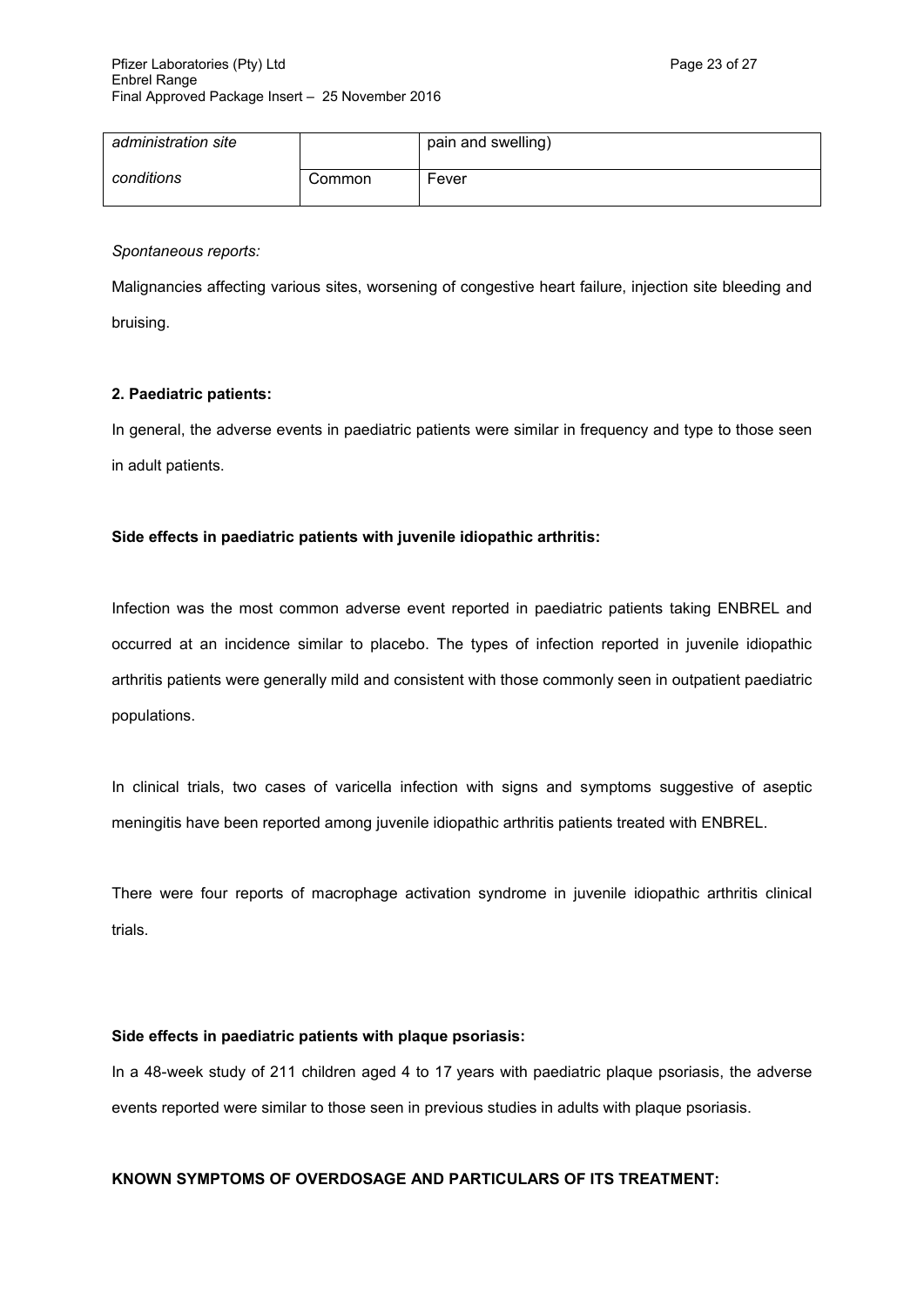| | | |
|---|---|---|
| *administration site* | | pain and swelling) |
| *conditions* | Common | Fever |

*Spontaneous reports:*

Malignancies affecting various sites, worsening of congestive heart failure, injection site bleeding and bruising.

**2. Paediatric patients:**

In general, the adverse events in paediatric patients were similar in frequency and type to those seen in adult patients.

**Side effects in paediatric patients with juvenile idiopathic arthritis:**

Infection was the most common adverse event reported in paediatric patients taking ENBREL and occurred at an incidence similar to placebo. The types of infection reported in juvenile idiopathic arthritis patients were generally mild and consistent with those commonly seen in outpatient paediatric populations.

In clinical trials, two cases of varicella infection with signs and symptoms suggestive of aseptic meningitis have been reported among juvenile idiopathic arthritis patients treated with ENBREL.

There were four reports of macrophage activation syndrome in juvenile idiopathic arthritis clinical trials.

**Side effects in paediatric patients with plaque psoriasis:**

In a 48-week study of 211 children aged 4 to 17 years with paediatric plaque psoriasis, the adverse events reported were similar to those seen in previous studies in adults with plaque psoriasis.

**KNOWN SYMPTOMS OF OVERDOSAGE AND PARTICULARS OF ITS TREATMENT:**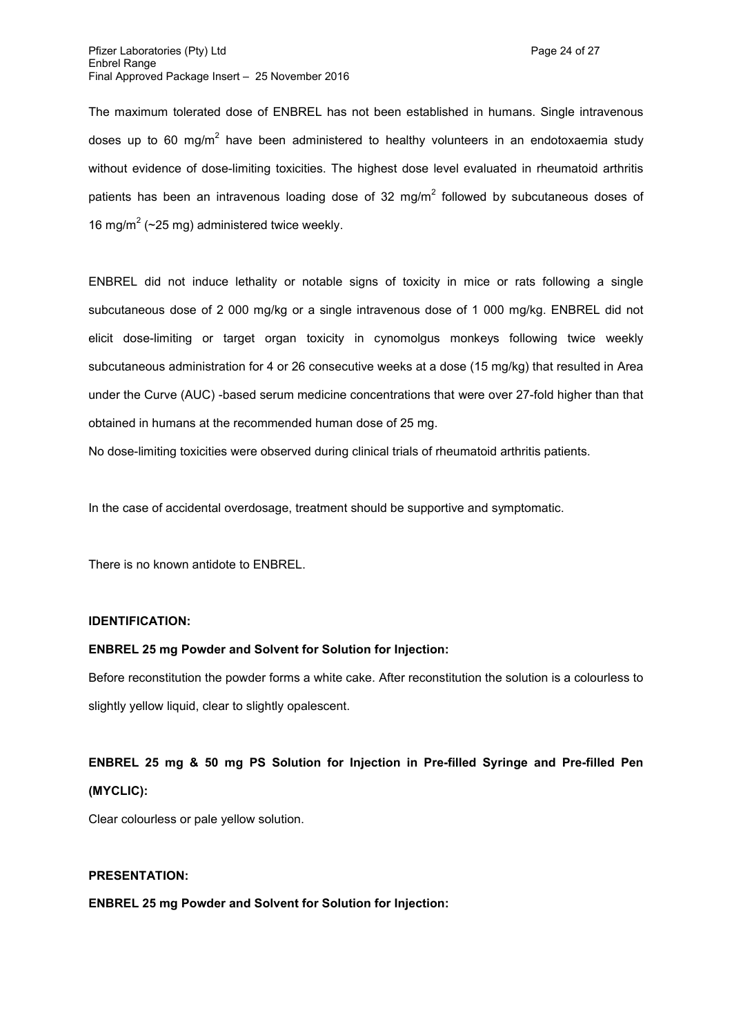The maximum tolerated dose of ENBREL has not been established in humans. Single intravenous doses up to 60 mg/m$^2$ have been administered to healthy volunteers in an endotoxaemia study without evidence of dose-limiting toxicities. The highest dose level evaluated in rheumatoid arthritis patients has been an intravenous loading dose of 32 mg/m$^2$ followed by subcutaneous doses of 16 mg/m$^2$ (~25 mg) administered twice weekly.

ENBREL did not induce lethality or notable signs of toxicity in mice or rats following a single subcutaneous dose of 2 000 mg/kg or a single intravenous dose of 1 000 mg/kg. ENBREL did not elicit dose-limiting or target organ toxicity in cynomolgus monkeys following twice weekly subcutaneous administration for 4 or 26 consecutive weeks at a dose (15 mg/kg) that resulted in Area under the Curve (AUC) -based serum medicine concentrations that were over 27-fold higher than that obtained in humans at the recommended human dose of 25 mg.

No dose-limiting toxicities were observed during clinical trials of rheumatoid arthritis patients.

In the case of accidental overdosage, treatment should be supportive and symptomatic.

There is no known antidote to ENBREL.

**IDENTIFICATION:**

**ENBREL 25 mg Powder and Solvent for Solution for Injection:**

Before reconstitution the powder forms a white cake. After reconstitution the solution is a colourless to slightly yellow liquid, clear to slightly opalescent.

**ENBREL 25 mg & 50 mg PS Solution for Injection in Pre-filled Syringe and Pre-filled Pen (MYCLIC):**

Clear colourless or pale yellow solution.

**PRESENTATION:**

**ENBREL 25 mg Powder and Solvent for Solution for Injection:**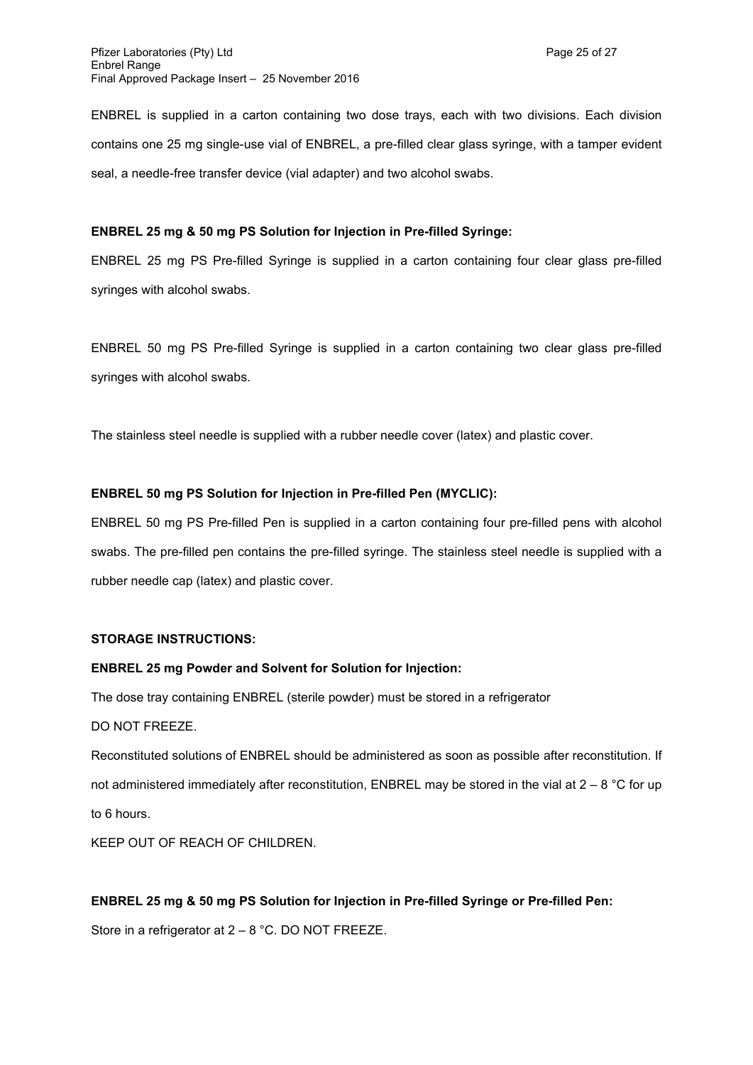ENBREL is supplied in a carton containing two dose trays, each with two divisions. Each division contains one 25 mg single-use vial of ENBREL, a pre-filled clear glass syringe, with a tamper evident seal, a needle-free transfer device (vial adapter) and two alcohol swabs.

**ENBREL 25 mg & 50 mg PS Solution for Injection in Pre-filled Syringe:**

ENBREL 25 mg PS Pre-filled Syringe is supplied in a carton containing four clear glass pre-filled syringes with alcohol swabs.

ENBREL 50 mg PS Pre-filled Syringe is supplied in a carton containing two clear glass pre-filled syringes with alcohol swabs.

The stainless steel needle is supplied with a rubber needle cover (latex) and plastic cover.

**ENBREL 50 mg PS Solution for Injection in Pre-filled Pen (MYCLIC):**

ENBREL 50 mg PS Pre-filled Pen is supplied in a carton containing four pre-filled pens with alcohol swabs. The pre-filled pen contains the pre-filled syringe. The stainless steel needle is supplied with a rubber needle cap (latex) and plastic cover.

**STORAGE INSTRUCTIONS:**

**ENBREL 25 mg Powder and Solvent for Solution for Injection:**

The dose tray containing ENBREL (sterile powder) must be stored in a refrigerator

DO NOT FREEZE.

Reconstituted solutions of ENBREL should be administered as soon as possible after reconstitution. If not administered immediately after reconstitution, ENBREL may be stored in the vial at 2 – 8 °C for up to 6 hours.

KEEP OUT OF REACH OF CHILDREN.

**ENBREL 25 mg & 50 mg PS Solution for Injection in Pre-filled Syringe or Pre-filled Pen:**

Store in a refrigerator at 2 – 8 °C. DO NOT FREEZE.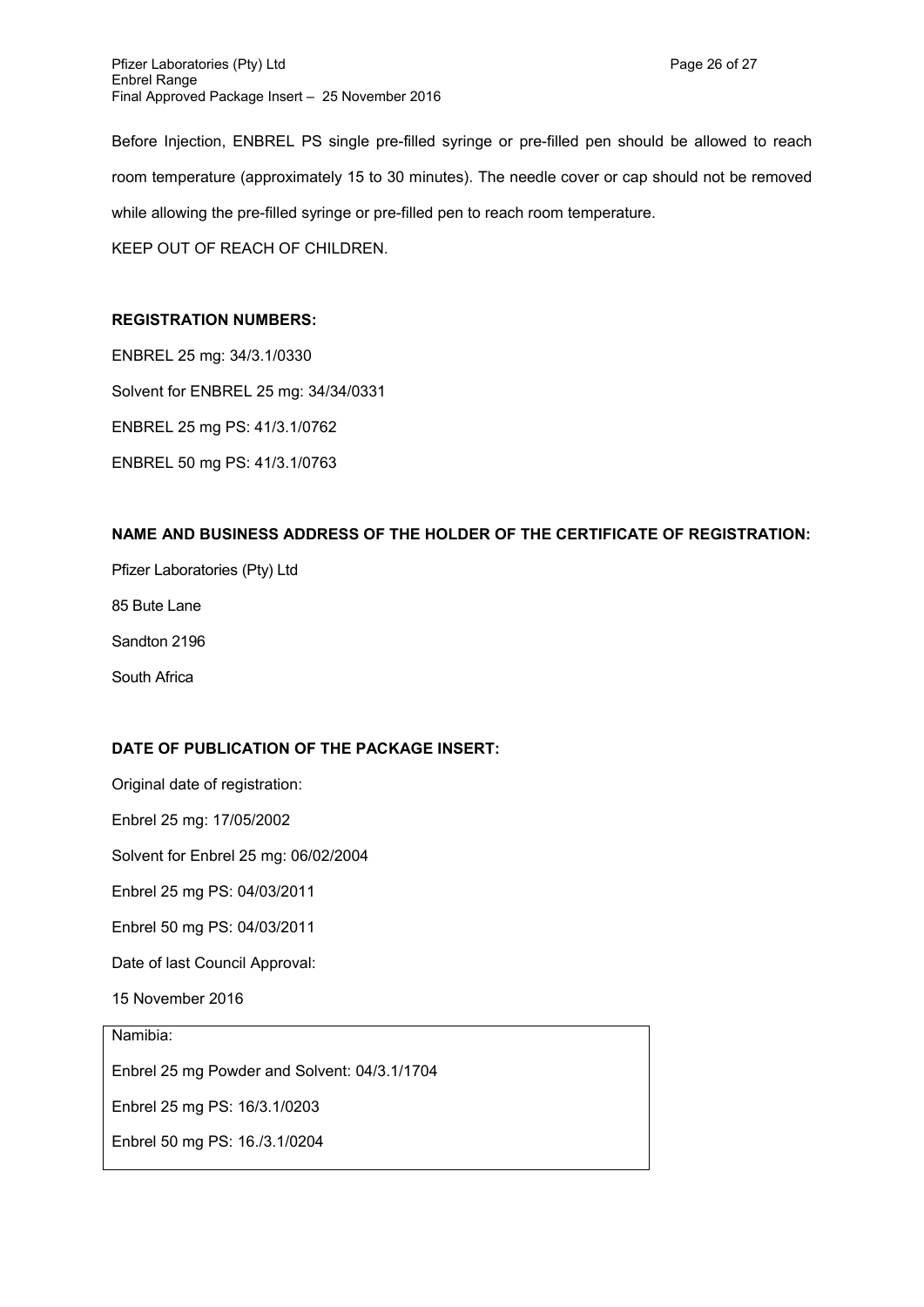Before Injection, ENBREL PS single pre-filled syringe or pre-filled pen should be allowed to reach room temperature (approximately 15 to 30 minutes). The needle cover or cap should not be removed while allowing the pre-filled syringe or pre-filled pen to reach room temperature.

KEEP OUT OF REACH OF CHILDREN.

**REGISTRATION NUMBERS:**

ENBREL 25 mg: 34/3.1/0330

Solvent for ENBREL 25 mg: 34/34/0331

ENBREL 25 mg PS: 41/3.1/0762

ENBREL 50 mg PS: 41/3.1/0763

**NAME AND BUSINESS ADDRESS OF THE HOLDER OF THE CERTIFICATE OF REGISTRATION:**

Pfizer Laboratories (Pty) Ltd

85 Bute Lane

Sandton 2196

South Africa

**DATE OF PUBLICATION OF THE PACKAGE INSERT:**

Original date of registration:

Enbrel 25 mg: 17/05/2002

Solvent for Enbrel 25 mg: 06/02/2004

Enbrel 25 mg PS: 04/03/2011

Enbrel 50 mg PS: 04/03/2011

Date of last Council Approval:

15 November 2016

Namibia:

Enbrel 25 mg Powder and Solvent: 04/3.1/1704

Enbrel 25 mg PS: 16/3.1/0203

Enbrel 50 mg PS: 16./3.1/0204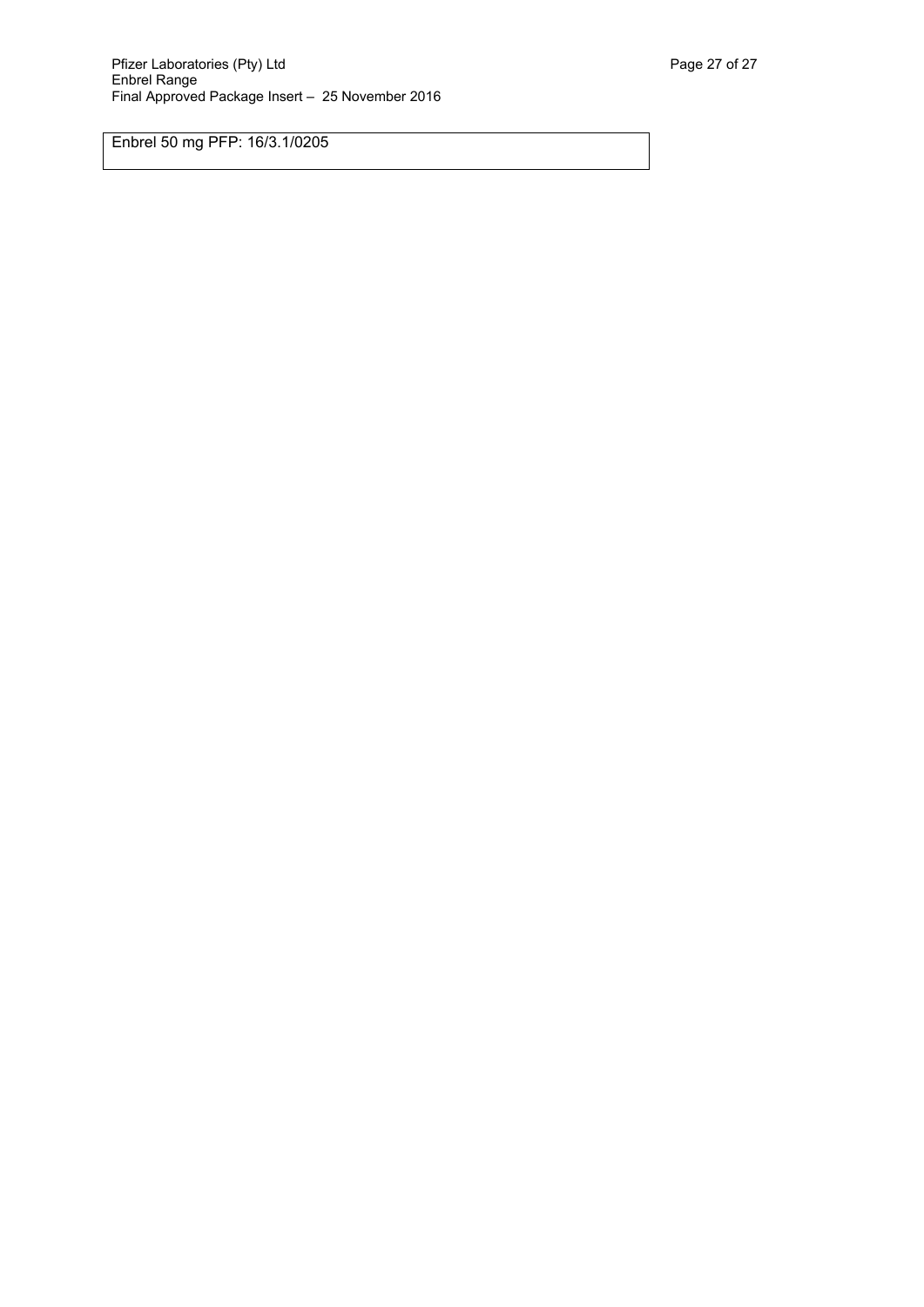Enbrel 50 mg PFP: 16/3.1/0205